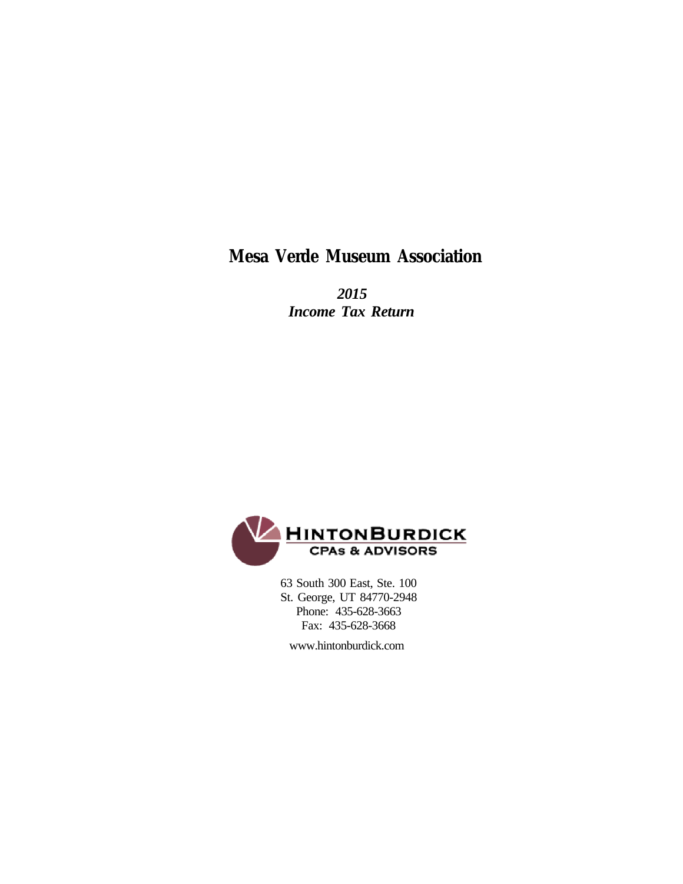# Mesa Verde Museum Association

***2015***
***Income Tax Return***

**HINTONBURDICK**
**CPAs & ADVISORS**

63 South 300 East, Ste. 100
St. George, UT 84770-2948
Phone: 435-628-3663
Fax: 435-628-3668

www.hintonburdick.com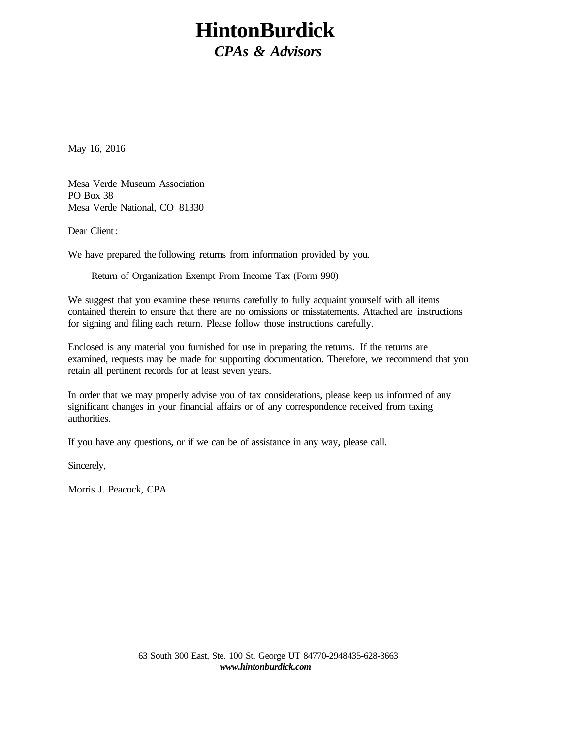# HintonBurdick

## *CPAs & Advisors*

May 16, 2016

Mesa Verde Museum Association
PO Box 38
Mesa Verde National, CO 81330

Dear Client:

We have prepared the following returns from information provided by you.

Return of Organization Exempt From Income Tax (Form 990)

We suggest that you examine these returns carefully to fully acquaint yourself with all items contained therein to ensure that there are no omissions or misstatements. Attached are instructions for signing and filing each return. Please follow those instructions carefully.

Enclosed is any material you furnished for use in preparing the returns. If the returns are examined, requests may be made for supporting documentation. Therefore, we recommend that you retain all pertinent records for at least seven years.

In order that we may properly advise you of tax considerations, please keep us informed of any significant changes in your financial affairs or of any correspondence received from taxing authorities.

If you have any questions, or if we can be of assistance in any way, please call.

Sincerely,

Morris J. Peacock, CPA

63 South 300 East, Ste. 100 St. George UT 84770-2948435-628-3663
***www.hintonburdick.com***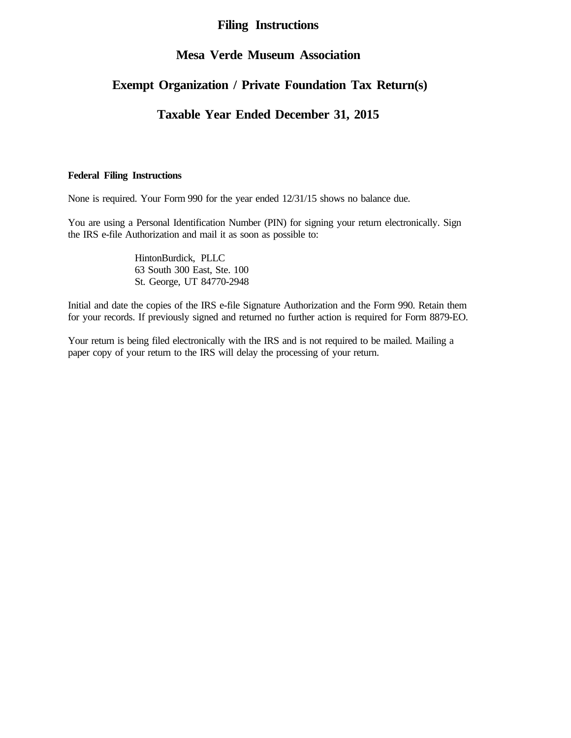# Filing Instructions

# Mesa Verde Museum Association

# Exempt Organization / Private Foundation Tax Return(s)

# Taxable Year Ended December 31, 2015

**Federal Filing Instructions**

None is required. Your Form 990 for the year ended 12/31/15 shows no balance due.

You are using a Personal Identification Number (PIN) for signing your return electronically. Sign the IRS e-file Authorization and mail it as soon as possible to:

HintonBurdick, PLLC
63 South 300 East, Ste. 100
St. George, UT 84770-2948

Initial and date the copies of the IRS e-file Signature Authorization and the Form 990. Retain them for your records. If previously signed and returned no further action is required for Form 8879-EO.

Your return is being filed electronically with the IRS and is not required to be mailed. Mailing a paper copy of your return to the IRS will delay the processing of your return.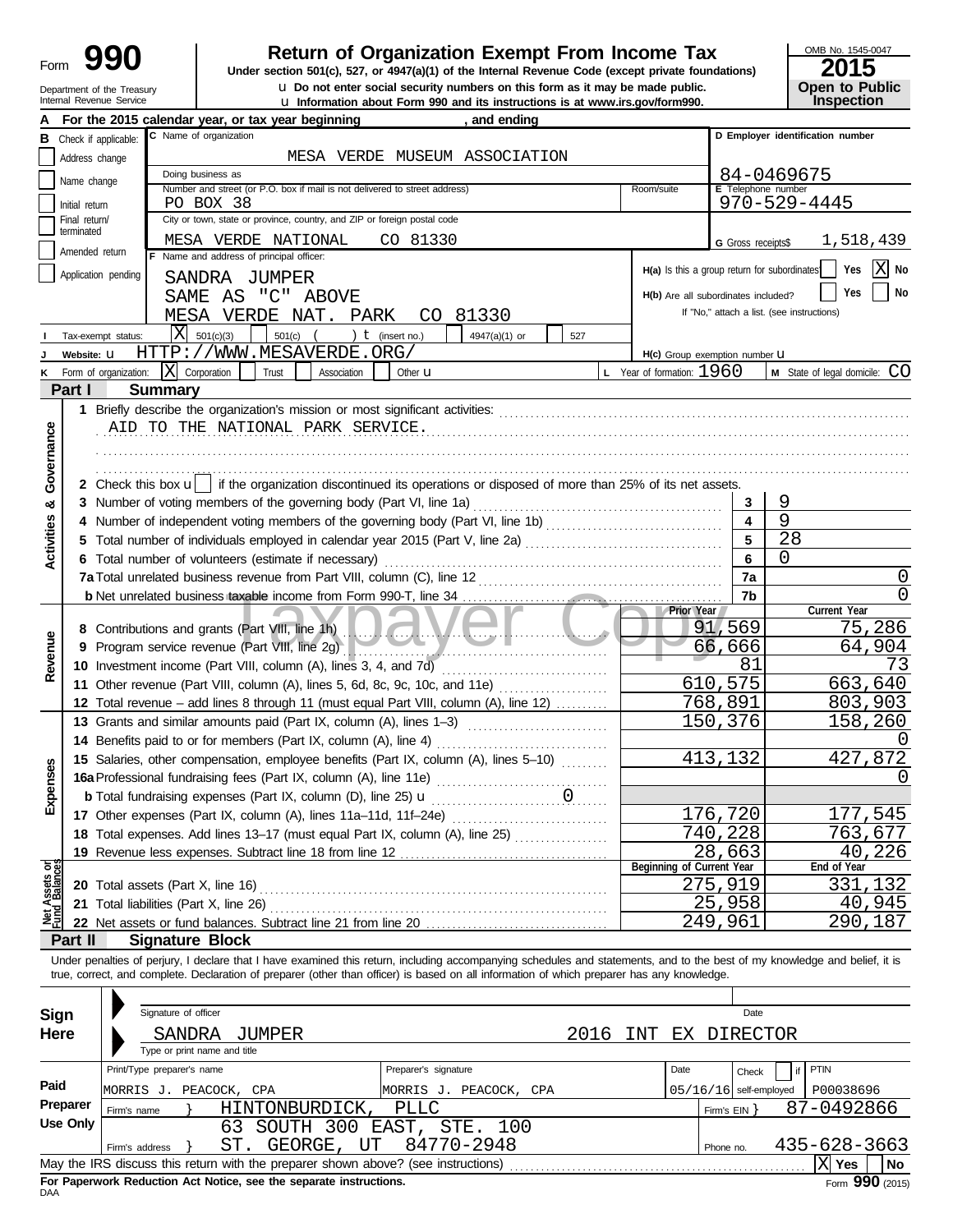Form **990** — Department of the Treasury, Internal Revenue Service

# Return of Organization Exempt From Income Tax

**Under section 501(c), 527, or 4947(a)(1) of the Internal Revenue Code (except private foundations)**

u Do not enter social security numbers on this form as it may be made public.

u Information about Form 990 and its instructions is at www.irs.gov/form990.

OMB No. 1545-0047 — **2015** — **Open to Public Inspection**

**A** For the 2015 calendar year, or tax year beginning , and ending

**B** Check if applicable: Address change / Name change / Initial return / Final return/terminated / Amended return / Application pending

**C** Name of organization: MESA VERDE MUSEUM ASSOCIATION

Doing business as

Number and street (or P.O. box if mail is not delivered to street address): PO BOX 38 — Room/suite

City or town, state or province, country, and ZIP or foreign postal code: MESA VERDE NATIONAL CO 81330

**D** Employer identification number: 84-0469675

**E** Telephone number: 970-529-4445

**G** Gross receipts$ 1,518,439

**F** Name and address of principal officer: SANDRA JUMPER, SAME AS "C" ABOVE, MESA VERDE NAT. PARK CO 81330

**H(a)** Is this a group return for subordinates? Yes [ ] No [X]

**H(b)** Are all subordinates included? Yes [ ] No [ ] — If "No," attach a list. (see instructions)

**I** Tax-exempt status: [X] 501(c)(3) [ ] 501(c) ( ) t (insert no.) [ ] 4947(a)(1) or [ ] 527

**J** Website: u HTTP://WWW.MESAVERDE.ORG/

**H(c)** Group exemption number u

**K** Form of organization: [X] Corporation [ ] Trust [ ] Association [ ] Other u

**L** Year of formation: 1960 **M** State of legal domicile: CO

## Part I Summary

**Activities & Governance**

1 Briefly describe the organization's mission or most significant activities: AID TO THE NATIONAL PARK SERVICE.

2 Check this box u [ ] if the organization discontinued its operations or disposed of more than 25% of its net assets.

| | | | |
|---|---|---|---|
| 3 | Number of voting members of the governing body (Part VI, line 1a) | 3 | 9 |
| 4 | Number of independent voting members of the governing body (Part VI, line 1b) | 4 | 9 |
| 5 | Total number of individuals employed in calendar year 2015 (Part V, line 2a) | 5 | 28 |
| 6 | Total number of volunteers (estimate if necessary) | 6 | 0 |
| 7a | Total unrelated business revenue from Part VIII, column (C), line 12 | 7a | 0 |
| b | Net unrelated business taxable income from Form 990-T, line 34 | 7b | 0 |

| | | Prior Year | Current Year |
|---|---|---|---|
| **Revenue** | | | |
| 8 | Contributions and grants (Part VIII, line 1h) | 91,569 | 75,286 |
| 9 | Program service revenue (Part VIII, line 2g) | 66,666 | 64,904 |
| 10 | Investment income (Part VIII, column (A), lines 3, 4, and 7d) | 81 | 73 |
| 11 | Other revenue (Part VIII, column (A), lines 5, 6d, 8c, 9c, 10c, and 11e) | 610,575 | 663,640 |
| 12 | Total revenue – add lines 8 through 11 (must equal Part VIII, column (A), line 12) | 768,891 | 803,903 |
| **Expenses** | | | |
| 13 | Grants and similar amounts paid (Part IX, column (A), lines 1–3) | 150,376 | 158,260 |
| 14 | Benefits paid to or for members (Part IX, column (A), line 4) | | 0 |
| 15 | Salaries, other compensation, employee benefits (Part IX, column (A), lines 5–10) | 413,132 | 427,872 |
| 16a | Professional fundraising fees (Part IX, column (A), line 11e) | | 0 |
| b | Total fundraising expenses (Part IX, column (D), line 25) u 0 | | |
| 17 | Other expenses (Part IX, column (A), lines 11a–11d, 11f–24e) | 176,720 | 177,545 |
| 18 | Total expenses. Add lines 13–17 (must equal Part IX, column (A), line 25) | 740,228 | 763,677 |
| 19 | Revenue less expenses. Subtract line 18 from line 12 | 28,663 | 40,226 |

| **Net Assets or Fund Balances** | | Beginning of Current Year | End of Year |
|---|---|---|---|
| 20 | Total assets (Part X, line 16) | 275,919 | 331,132 |
| 21 | Total liabilities (Part X, line 26) | 25,958 | 40,945 |
| 22 | Net assets or fund balances. Subtract line 21 from line 20 | 249,961 | 290,187 |

## Part II Signature Block

Under penalties of perjury, I declare that I have examined this return, including accompanying schedules and statements, and to the best of my knowledge and belief, it is true, correct, and complete. Declaration of preparer (other than officer) is based on all information of which preparer has any knowledge.

**Sign Here**

Signature of officer — Date

SANDRA JUMPER — 2016 INT EX DIRECTOR

Type or print name and title

**Paid Preparer Use Only**

| Print/Type preparer's name | Preparer's signature | Date | Check [ ] if self-employed | PTIN |
|---|---|---|---|---|
| MORRIS J. PEACOCK, CPA | MORRIS J. PEACOCK, CPA | 05/16/16 | | P00038696 |

Firm's name } HINTONBURDICK, PLLC — Firm's EIN } 87-0492866

Firm's address } 63 SOUTH 300 EAST, STE. 100, ST. GEORGE, UT 84770-2948 — Phone no. 435-628-3663

May the IRS discuss this return with the preparer shown above? (see instructions) [X] Yes [ ] No

**For Paperwork Reduction Act Notice, see the separate instructions.**

DAA — Form **990** (2015)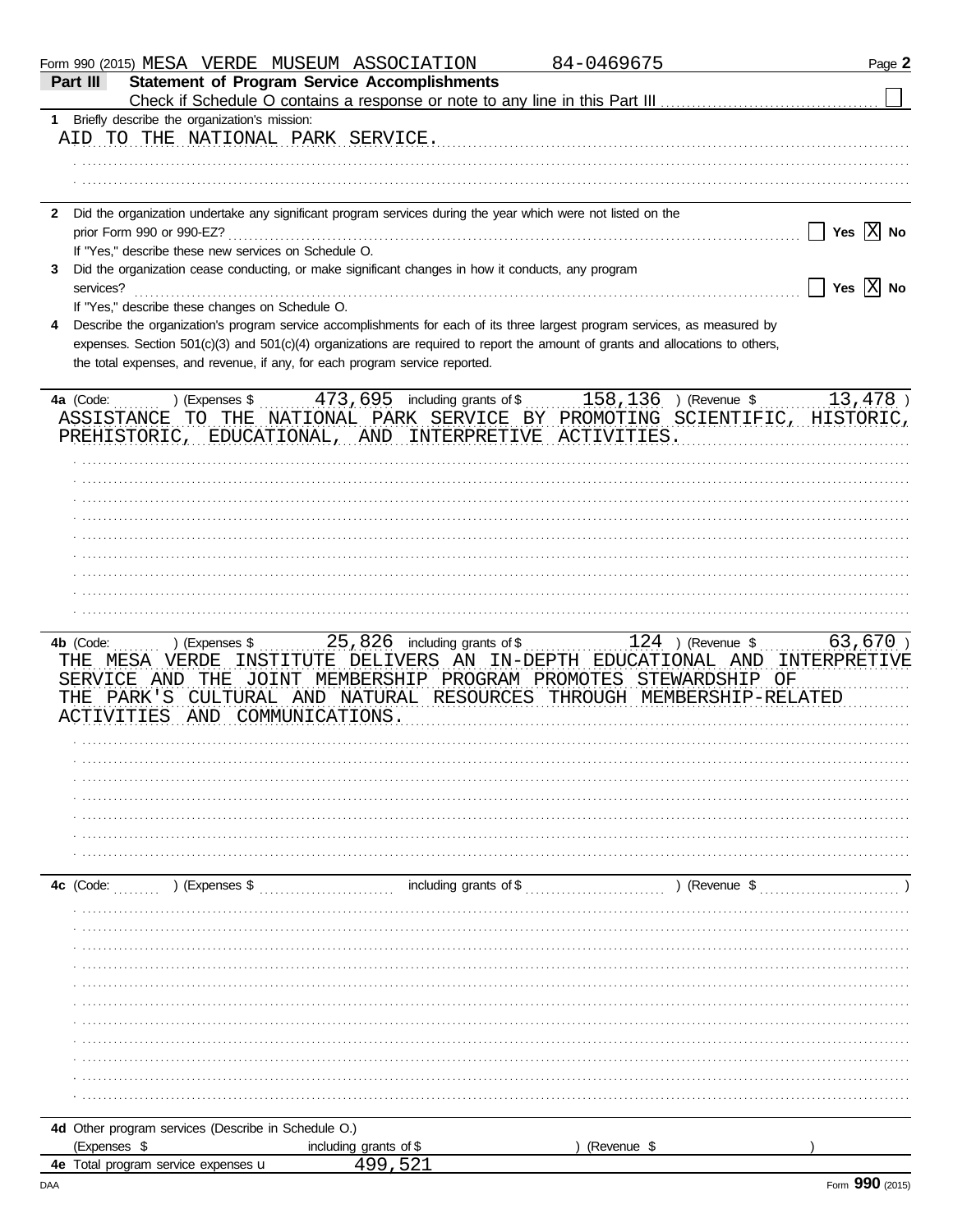Form 990 (2015) MESA VERDE MUSEUM ASSOCIATION 84-0469675

## Part III Statement of Program Service Accomplishments

Check if Schedule O contains a response or note to any line in this Part III ☐

**1** Briefly describe the organization's mission:

AID TO THE NATIONAL PARK SERVICE.

**2** Did the organization undertake any significant program services during the year which were not listed on the prior Form 990 or 990-EZ? ☐ Yes ☒ No

If "Yes," describe these new services on Schedule O.

**3** Did the organization cease conducting, or make significant changes in how it conducts, any program services? ☐ Yes ☒ No

If "Yes," describe these changes on Schedule O.

**4** Describe the organization's program service accomplishments for each of its three largest program services, as measured by expenses. Section 501(c)(3) and 501(c)(4) organizations are required to report the amount of grants and allocations to others, the total expenses, and revenue, if any, for each program service reported.

**4a** (Code: ) (Expenses $ 473,695 including grants of $ 158,136 ) (Revenue $ 13,478 )

ASSISTANCE TO THE NATIONAL PARK SERVICE BY PROMOTING SCIENTIFIC, HISTORIC, PREHISTORIC, EDUCATIONAL, AND INTERPRETIVE ACTIVITIES.

**4b** (Code: ) (Expenses $ 25,826 including grants of $ 124 ) (Revenue $ 63,670 )

THE MESA VERDE INSTITUTE DELIVERS AN IN-DEPTH EDUCATIONAL AND INTERPRETIVE SERVICE AND THE JOINT MEMBERSHIP PROGRAM PROMOTES STEWARDSHIP OF THE PARK'S CULTURAL AND NATURAL RESOURCES THROUGH MEMBERSHIP-RELATED ACTIVITIES AND COMMUNICATIONS.

**4c** (Code: ) (Expenses $ including grants of $ ) (Revenue $ )

**4d** Other program services (Describe in Schedule O.)

(Expenses $ including grants of $ ) (Revenue $ )

**4e** Total program service expenses ▶ 499,521

Form **990** (2015)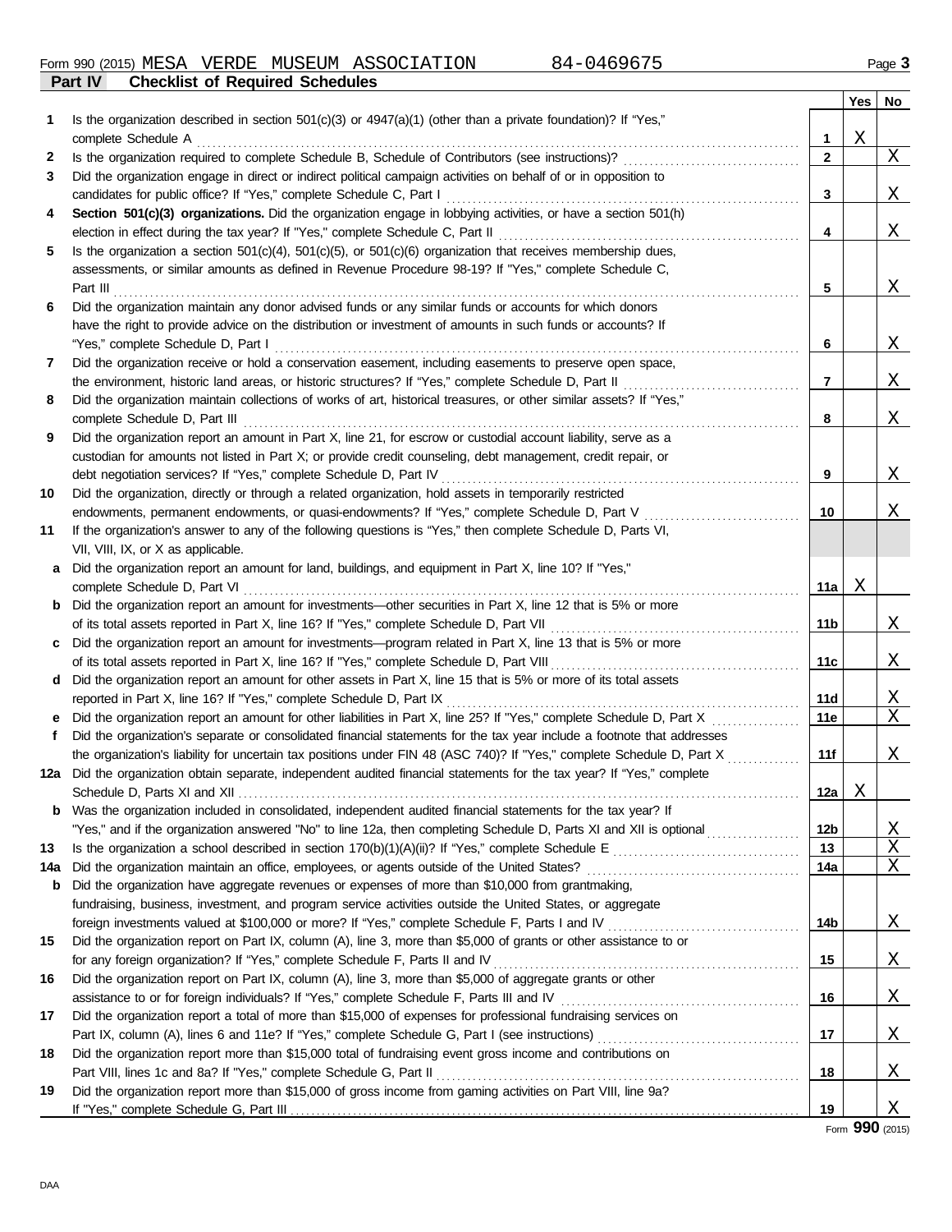Form 990 (2015) MESA VERDE MUSEUM ASSOCIATION 84-0469675

## Part IV Checklist of Required Schedules

| | | | Yes | No |
|---|---|---|---|---|
| **1** | Is the organization described in section 501(c)(3) or 4947(a)(1) (other than a private foundation)? If "Yes," complete Schedule A | 1 | X | |
| **2** | Is the organization required to complete Schedule B, Schedule of Contributors (see instructions)? | 2 | | X |
| **3** | Did the organization engage in direct or indirect political campaign activities on behalf of or in opposition to candidates for public office? If "Yes," complete Schedule C, Part I | 3 | | X |
| **4** | **Section 501(c)(3) organizations.** Did the organization engage in lobbying activities, or have a section 501(h) election in effect during the tax year? If "Yes," complete Schedule C, Part II | 4 | | X |
| **5** | Is the organization a section 501(c)(4), 501(c)(5), or 501(c)(6) organization that receives membership dues, assessments, or similar amounts as defined in Revenue Procedure 98-19? If "Yes," complete Schedule C, Part III | 5 | | X |
| **6** | Did the organization maintain any donor advised funds or any similar funds or accounts for which donors have the right to provide advice on the distribution or investment of amounts in such funds or accounts? If "Yes," complete Schedule D, Part I | 6 | | X |
| **7** | Did the organization receive or hold a conservation easement, including easements to preserve open space, the environment, historic land areas, or historic structures? If "Yes," complete Schedule D, Part II | 7 | | X |
| **8** | Did the organization maintain collections of works of art, historical treasures, or other similar assets? If "Yes," complete Schedule D, Part III | 8 | | X |
| **9** | Did the organization report an amount in Part X, line 21, for escrow or custodial account liability, serve as a custodian for amounts not listed in Part X; or provide credit counseling, debt management, credit repair, or debt negotiation services? If "Yes," complete Schedule D, Part IV | 9 | | X |
| **10** | Did the organization, directly or through a related organization, hold assets in temporarily restricted endowments, permanent endowments, or quasi-endowments? If "Yes," complete Schedule D, Part V | 10 | | X |
| **11** | If the organization's answer to any of the following questions is "Yes," then complete Schedule D, Parts VI, VII, VIII, IX, or X as applicable. | | | |
| **a** | Did the organization report an amount for land, buildings, and equipment in Part X, line 10? If "Yes," complete Schedule D, Part VI | 11a | X | |
| **b** | Did the organization report an amount for investments—other securities in Part X, line 12 that is 5% or more of its total assets reported in Part X, line 16? If "Yes," complete Schedule D, Part VII | 11b | | X |
| **c** | Did the organization report an amount for investments—program related in Part X, line 13 that is 5% or more of its total assets reported in Part X, line 16? If "Yes," complete Schedule D, Part VIII | 11c | | X |
| **d** | Did the organization report an amount for other assets in Part X, line 15 that is 5% or more of its total assets reported in Part X, line 16? If "Yes," complete Schedule D, Part IX | 11d | | X |
| **e** | Did the organization report an amount for other liabilities in Part X, line 25? If "Yes," complete Schedule D, Part X | 11e | | X |
| **f** | Did the organization's separate or consolidated financial statements for the tax year include a footnote that addresses the organization's liability for uncertain tax positions under FIN 48 (ASC 740)? If "Yes," complete Schedule D, Part X | 11f | | X |
| **12a** | Did the organization obtain separate, independent audited financial statements for the tax year? If "Yes," complete Schedule D, Parts XI and XII | 12a | X | |
| **b** | Was the organization included in consolidated, independent audited financial statements for the tax year? If "Yes," and if the organization answered "No" to line 12a, then completing Schedule D, Parts XI and XII is optional | 12b | | X |
| **13** | Is the organization a school described in section 170(b)(1)(A)(ii)? If "Yes," complete Schedule E | 13 | | X |
| **14a** | Did the organization maintain an office, employees, or agents outside of the United States? | 14a | | X |
| **b** | Did the organization have aggregate revenues or expenses of more than $10,000 from grantmaking, fundraising, business, investment, and program service activities outside the United States, or aggregate foreign investments valued at $100,000 or more? If "Yes," complete Schedule F, Parts I and IV | 14b | | X |
| **15** | Did the organization report on Part IX, column (A), line 3, more than $5,000 of grants or other assistance to or for any foreign organization? If "Yes," complete Schedule F, Parts II and IV | 15 | | X |
| **16** | Did the organization report on Part IX, column (A), line 3, more than $5,000 of aggregate grants or other assistance to or for foreign individuals? If "Yes," complete Schedule F, Parts III and IV | 16 | | X |
| **17** | Did the organization report a total of more than $15,000 of expenses for professional fundraising services on Part IX, column (A), lines 6 and 11e? If "Yes," complete Schedule G, Part I (see instructions) | 17 | | X |
| **18** | Did the organization report more than $15,000 total of fundraising event gross income and contributions on Part VIII, lines 1c and 8a? If "Yes," complete Schedule G, Part II | 18 | | X |
| **19** | Did the organization report more than $15,000 of gross income from gaming activities on Part VIII, line 9a? If "Yes," complete Schedule G, Part III | 19 | | X |

Form **990** (2015)

DAA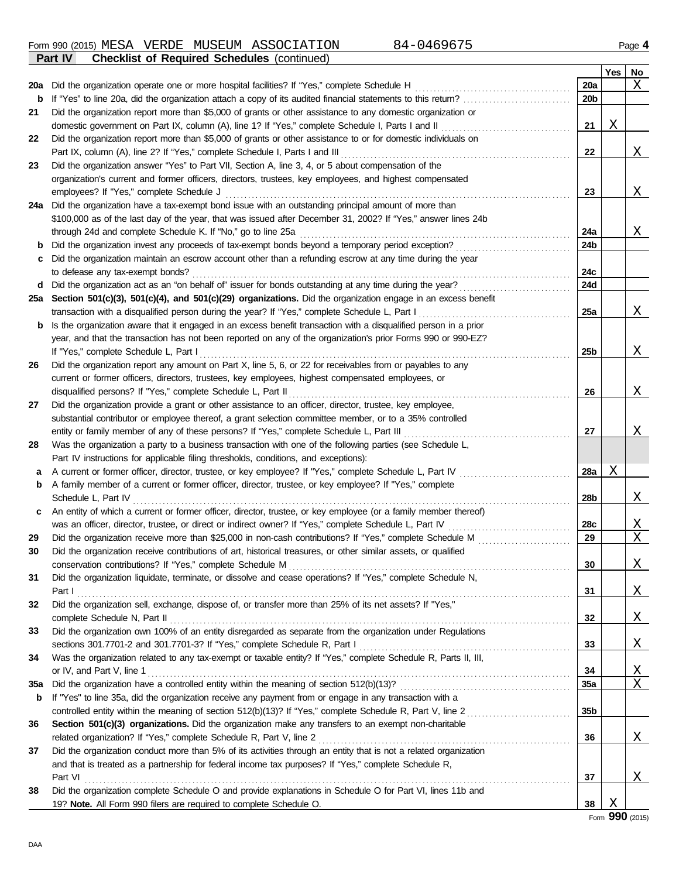Form 990 (2015) MESA VERDE MUSEUM ASSOCIATION 84-0469675 Page 4

**Part IV Checklist of Required Schedules** (continued)

| | | | Yes | No |
|---|---|---|---|---|
| **20a** | Did the organization operate one or more hospital facilities? If "Yes," complete Schedule H | 20a | | X |
| **b** | If "Yes" to line 20a, did the organization attach a copy of its audited financial statements to this return? | 20b | | |
| **21** | Did the organization report more than $5,000 of grants or other assistance to any domestic organization or domestic government on Part IX, column (A), line 1? If "Yes," complete Schedule I, Parts I and II | 21 | X | |
| **22** | Did the organization report more than $5,000 of grants or other assistance to or for domestic individuals on Part IX, column (A), line 2? If "Yes," complete Schedule I, Parts I and III | 22 | | X |
| **23** | Did the organization answer "Yes" to Part VII, Section A, line 3, 4, or 5 about compensation of the organization's current and former officers, directors, trustees, key employees, and highest compensated employees? If "Yes," complete Schedule J | 23 | | X |
| **24a** | Did the organization have a tax-exempt bond issue with an outstanding principal amount of more than $100,000 as of the last day of the year, that was issued after December 31, 2002? If "Yes," answer lines 24b through 24d and complete Schedule K. If "No," go to line 25a | 24a | | X |
| **b** | Did the organization invest any proceeds of tax-exempt bonds beyond a temporary period exception? | 24b | | |
| **c** | Did the organization maintain an escrow account other than a refunding escrow at any time during the year to defease any tax-exempt bonds? | 24c | | |
| **d** | Did the organization act as an "on behalf of" issuer for bonds outstanding at any time during the year? | 24d | | |
| **25a** | **Section 501(c)(3), 501(c)(4), and 501(c)(29) organizations.** Did the organization engage in an excess benefit transaction with a disqualified person during the year? If "Yes," complete Schedule L, Part I | 25a | | X |
| **b** | Is the organization aware that it engaged in an excess benefit transaction with a disqualified person in a prior year, and that the transaction has not been reported on any of the organization's prior Forms 990 or 990-EZ? If "Yes," complete Schedule L, Part I | 25b | | X |
| **26** | Did the organization report any amount on Part X, line 5, 6, or 22 for receivables from or payables to any current or former officers, directors, trustees, key employees, highest compensated employees, or disqualified persons? If "Yes," complete Schedule L, Part II | 26 | | X |
| **27** | Did the organization provide a grant or other assistance to an officer, director, trustee, key employee, substantial contributor or employee thereof, a grant selection committee member, or to a 35% controlled entity or family member of any of these persons? If "Yes," complete Schedule L, Part III | 27 | | X |
| **28** | Was the organization a party to a business transaction with one of the following parties (see Schedule L, Part IV instructions for applicable filing thresholds, conditions, and exceptions): | | | |
| **a** | A current or former officer, director, trustee, or key employee? If "Yes," complete Schedule L, Part IV | 28a | X | |
| **b** | A family member of a current or former officer, director, trustee, or key employee? If "Yes," complete Schedule L, Part IV | 28b | | X |
| **c** | An entity of which a current or former officer, director, trustee, or key employee (or a family member thereof) was an officer, director, trustee, or direct or indirect owner? If "Yes," complete Schedule L, Part IV | 28c | | X |
| **29** | Did the organization receive more than $25,000 in non-cash contributions? If "Yes," complete Schedule M | 29 | | X |
| **30** | Did the organization receive contributions of art, historical treasures, or other similar assets, or qualified conservation contributions? If "Yes," complete Schedule M | 30 | | X |
| **31** | Did the organization liquidate, terminate, or dissolve and cease operations? If "Yes," complete Schedule N, Part I | 31 | | X |
| **32** | Did the organization sell, exchange, dispose of, or transfer more than 25% of its net assets? If "Yes," complete Schedule N, Part II | 32 | | X |
| **33** | Did the organization own 100% of an entity disregarded as separate from the organization under Regulations sections 301.7701-2 and 301.7701-3? If "Yes," complete Schedule R, Part I | 33 | | X |
| **34** | Was the organization related to any tax-exempt or taxable entity? If "Yes," complete Schedule R, Parts II, III, or IV, and Part V, line 1 | 34 | | X |
| **35a** | Did the organization have a controlled entity within the meaning of section 512(b)(13)? | 35a | | X |
| **b** | If "Yes" to line 35a, did the organization receive any payment from or engage in any transaction with a controlled entity within the meaning of section 512(b)(13)? If "Yes," complete Schedule R, Part V, line 2 | 35b | | |
| **36** | **Section 501(c)(3) organizations.** Did the organization make any transfers to an exempt non-charitable related organization? If "Yes," complete Schedule R, Part V, line 2 | 36 | | X |
| **37** | Did the organization conduct more than 5% of its activities through an entity that is not a related organization and that is treated as a partnership for federal income tax purposes? If "Yes," complete Schedule R, Part VI | 37 | | X |
| **38** | Did the organization complete Schedule O and provide explanations in Schedule O for Part VI, lines 11b and 19? **Note.** All Form 990 filers are required to complete Schedule O. | 38 | X | |

Form **990** (2015)

DAA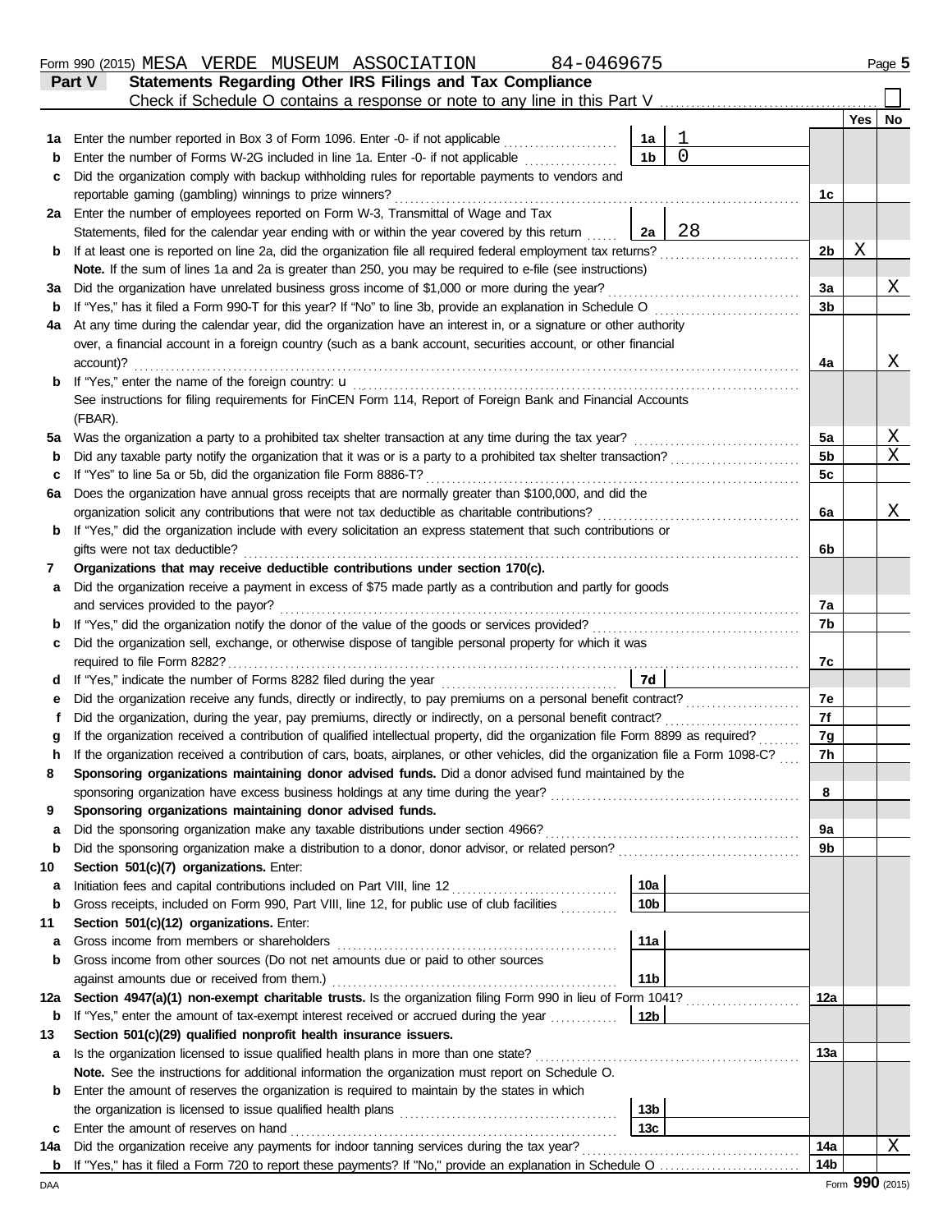Form 990 (2015) MESA VERDE MUSEUM ASSOCIATION 84-0469675 Page **5**

## Part V Statements Regarding Other IRS Filings and Tax Compliance

Check if Schedule O contains a response or note to any line in this Part V ☐

| | | | | | Yes | No |
|---|---|---|---|---|---|---|
| **1a** | Enter the number reported in Box 3 of Form 1096. Enter -0- if not applicable | 1a | 1 | | | |
| **b** | Enter the number of Forms W-2G included in line 1a. Enter -0- if not applicable | 1b | 0 | | | |
| **c** | Did the organization comply with backup withholding rules for reportable payments to vendors and reportable gaming (gambling) winnings to prize winners? | | | 1c | | |
| **2a** | Enter the number of employees reported on Form W-3, Transmittal of Wage and Tax Statements, filed for the calendar year ending with or within the year covered by this return | 2a | 28 | | | |
| **b** | If at least one is reported on line 2a, did the organization file all required federal employment tax returns? | | | 2b | X | |
| | **Note.** If the sum of lines 1a and 2a is greater than 250, you may be required to e-file (see instructions) | | | | | |
| **3a** | Did the organization have unrelated business gross income of $1,000 or more during the year? | | | 3a | | X |
| **b** | If "Yes," has it filed a Form 990-T for this year? If "No" to line 3b, provide an explanation in Schedule O | | | 3b | | |
| **4a** | At any time during the calendar year, did the organization have an interest in, or a signature or other authority over, a financial account in a foreign country (such as a bank account, securities account, or other financial account)? | | | 4a | | X |
| **b** | If "Yes," enter the name of the foreign country: u | | | | | |
| | See instructions for filing requirements for FinCEN Form 114, Report of Foreign Bank and Financial Accounts (FBAR). | | | | | |
| **5a** | Was the organization a party to a prohibited tax shelter transaction at any time during the tax year? | | | 5a | | X |
| **b** | Did any taxable party notify the organization that it was or is a party to a prohibited tax shelter transaction? | | | 5b | | X |
| **c** | If "Yes" to line 5a or 5b, did the organization file Form 8886-T? | | | 5c | | |
| **6a** | Does the organization have annual gross receipts that are normally greater than $100,000, and did the organization solicit any contributions that were not tax deductible as charitable contributions? | | | 6a | | X |
| **b** | If "Yes," did the organization include with every solicitation an express statement that such contributions or gifts were not tax deductible? | | | 6b | | |
| **7** | **Organizations that may receive deductible contributions under section 170(c).** | | | | | |
| **a** | Did the organization receive a payment in excess of $75 made partly as a contribution and partly for goods and services provided to the payor? | | | 7a | | |
| **b** | If "Yes," did the organization notify the donor of the value of the goods or services provided? | | | 7b | | |
| **c** | Did the organization sell, exchange, or otherwise dispose of tangible personal property for which it was required to file Form 8282? | | | 7c | | |
| **d** | If "Yes," indicate the number of Forms 8282 filed during the year | 7d | | | | |
| **e** | Did the organization receive any funds, directly or indirectly, to pay premiums on a personal benefit contract? | | | 7e | | |
| **f** | Did the organization, during the year, pay premiums, directly or indirectly, on a personal benefit contract? | | | 7f | | |
| **g** | If the organization received a contribution of qualified intellectual property, did the organization file Form 8899 as required? | | | 7g | | |
| **h** | If the organization received a contribution of cars, boats, airplanes, or other vehicles, did the organization file a Form 1098-C? | | | 7h | | |
| **8** | **Sponsoring organizations maintaining donor advised funds.** Did a donor advised fund maintained by the sponsoring organization have excess business holdings at any time during the year? | | | 8 | | |
| **9** | **Sponsoring organizations maintaining donor advised funds.** | | | | | |
| **a** | Did the sponsoring organization make any taxable distributions under section 4966? | | | 9a | | |
| **b** | Did the sponsoring organization make a distribution to a donor, donor advisor, or related person? | | | 9b | | |
| **10** | **Section 501(c)(7) organizations.** Enter: | | | | | |
| **a** | Initiation fees and capital contributions included on Part VIII, line 12 | 10a | | | | |
| **b** | Gross receipts, included on Form 990, Part VIII, line 12, for public use of club facilities | 10b | | | | |
| **11** | **Section 501(c)(12) organizations.** Enter: | | | | | |
| **a** | Gross income from members or shareholders | 11a | | | | |
| **b** | Gross income from other sources (Do not net amounts due or paid to other sources against amounts due or received from them.) | 11b | | | | |
| **12a** | **Section 4947(a)(1) non-exempt charitable trusts.** Is the organization filing Form 990 in lieu of Form 1041? | | | 12a | | |
| **b** | If "Yes," enter the amount of tax-exempt interest received or accrued during the year | 12b | | | | |
| **13** | **Section 501(c)(29) qualified nonprofit health insurance issuers.** | | | | | |
| **a** | Is the organization licensed to issue qualified health plans in more than one state? | | | 13a | | |
| | **Note.** See the instructions for additional information the organization must report on Schedule O. | | | | | |
| **b** | Enter the amount of reserves the organization is required to maintain by the states in which the organization is licensed to issue qualified health plans | 13b | | | | |
| **c** | Enter the amount of reserves on hand | 13c | | | | |
| **14a** | Did the organization receive any payments for indoor tanning services during the tax year? | | | 14a | | X |
| **b** | If "Yes," has it filed a Form 720 to report these payments? If "No," provide an explanation in Schedule O | | | 14b | | |

DAA Form **990** (2015)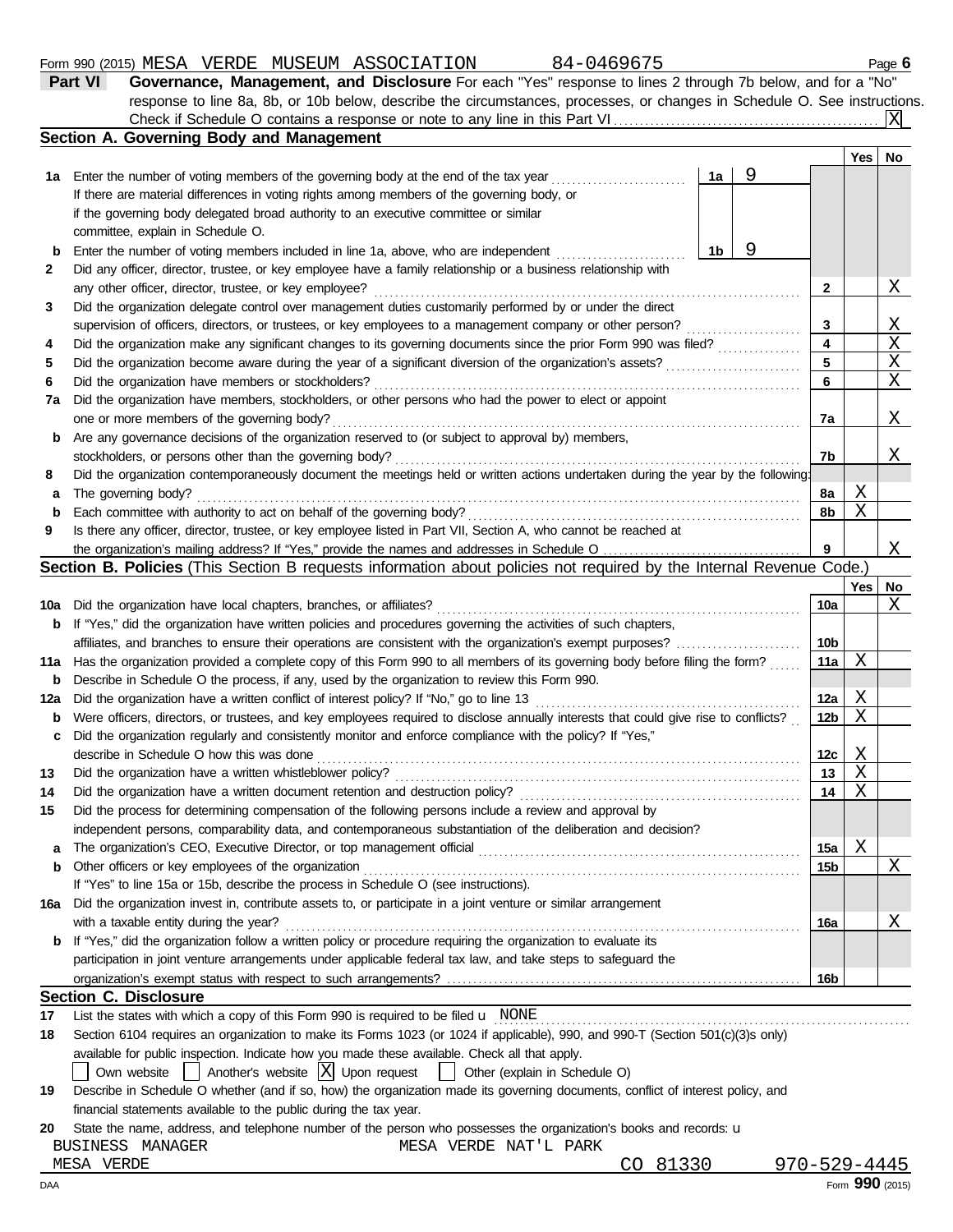Form 990 (2015) MESA VERDE MUSEUM ASSOCIATION 84-0469675 Page 6

**Part VI** **Governance, Management, and Disclosure** For each "Yes" response to lines 2 through 7b below, and for a "No" response to line 8a, 8b, or 10b below, describe the circumstances, processes, or changes in Schedule O. See instructions.

Check if Schedule O contains a response or note to any line in this Part VI .......... [X]

## Section A. Governing Body and Management

| | | | Yes | No |
|---|---|---|---|---|
| **1a** | Enter the number of voting members of the governing body at the end of the tax year ..... **1a** 9<br>If there are material differences in voting rights among members of the governing body, or if the governing body delegated broad authority to an executive committee or similar committee, explain in Schedule O. | | | |
| **b** | Enter the number of voting members included in line 1a, above, who are independent ..... **1b** 9 | | | |
| **2** | Did any officer, director, trustee, or key employee have a family relationship or a business relationship with any other officer, director, trustee, or key employee? | 2 | | X |
| **3** | Did the organization delegate control over management duties customarily performed by or under the direct supervision of officers, directors, or trustees, or key employees to a management company or other person? | 3 | | X |
| **4** | Did the organization make any significant changes to its governing documents since the prior Form 990 was filed? | 4 | | X |
| **5** | Did the organization become aware during the year of a significant diversion of the organization's assets? | 5 | | X |
| **6** | Did the organization have members or stockholders? | 6 | | X |
| **7a** | Did the organization have members, stockholders, or other persons who had the power to elect or appoint one or more members of the governing body? | 7a | | X |
| **b** | Are any governance decisions of the organization reserved to (or subject to approval by) members, stockholders, or persons other than the governing body? | 7b | | X |
| **8** | Did the organization contemporaneously document the meetings held or written actions undertaken during the year by the following: | | | |
| **a** | The governing body? | 8a | X | |
| **b** | Each committee with authority to act on behalf of the governing body? | 8b | X | |
| **9** | Is there any officer, director, trustee, or key employee listed in Part VII, Section A, who cannot be reached at the organization's mailing address? If "Yes," provide the names and addresses in Schedule O | 9 | | X |

## Section B. Policies (This Section B requests information about policies not required by the Internal Revenue Code.)

| | | | Yes | No |
|---|---|---|---|---|
| **10a** | Did the organization have local chapters, branches, or affiliates? | 10a | | X |
| **b** | If "Yes," did the organization have written policies and procedures governing the activities of such chapters, affiliates, and branches to ensure their operations are consistent with the organization's exempt purposes? | 10b | | |
| **11a** | Has the organization provided a complete copy of this Form 990 to all members of its governing body before filing the form? | 11a | X | |
| **b** | Describe in Schedule O the process, if any, used by the organization to review this Form 990. | | | |
| **12a** | Did the organization have a written conflict of interest policy? If "No," go to line 13 | 12a | X | |
| **b** | Were officers, directors, or trustees, and key employees required to disclose annually interests that could give rise to conflicts? | 12b | X | |
| **c** | Did the organization regularly and consistently monitor and enforce compliance with the policy? If "Yes," describe in Schedule O how this was done | 12c | X | |
| **13** | Did the organization have a written whistleblower policy? | 13 | X | |
| **14** | Did the organization have a written document retention and destruction policy? | 14 | X | |
| **15** | Did the process for determining compensation of the following persons include a review and approval by independent persons, comparability data, and contemporaneous substantiation of the deliberation and decision? | | | |
| **a** | The organization's CEO, Executive Director, or top management official | 15a | X | |
| **b** | Other officers or key employees of the organization | 15b | | X |
| | If "Yes" to line 15a or 15b, describe the process in Schedule O (see instructions). | | | |
| **16a** | Did the organization invest in, contribute assets to, or participate in a joint venture or similar arrangement with a taxable entity during the year? | 16a | | X |
| **b** | If "Yes," did the organization follow a written policy or procedure requiring the organization to evaluate its participation in joint venture arrangements under applicable federal tax law, and take steps to safeguard the organization's exempt status with respect to such arrangements? | 16b | | |

## Section C. Disclosure

**17** List the states with which a copy of this Form 990 is required to be filed u NONE

**18** Section 6104 requires an organization to make its Forms 1023 (or 1024 if applicable), 990, and 990-T (Section 501(c)(3)s only) available for public inspection. Indicate how you made these available. Check all that apply.

[ ] Own website [ ] Another's website [X] Upon request [ ] Other (explain in Schedule O)

**19** Describe in Schedule O whether (and if so, how) the organization made its governing documents, conflict of interest policy, and financial statements available to the public during the tax year.

**20** State the name, address, and telephone number of the person who possesses the organization's books and records: u

BUSINESS MANAGER MESA VERDE NAT'L PARK
MESA VERDE CO 81330 970-529-4445

DAA Form **990** (2015)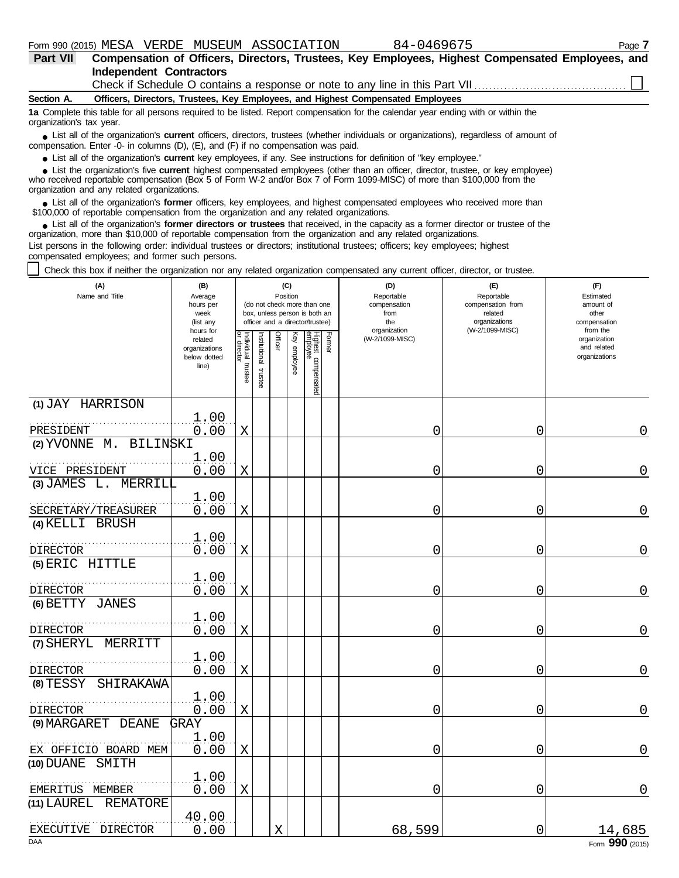Form 990 (2015) MESA VERDE MUSEUM ASSOCIATION 84-0469675 Page 7

**Part VII Compensation of Officers, Directors, Trustees, Key Employees, Highest Compensated Employees, and Independent Contractors**

Check if Schedule O contains a response or note to any line in this Part VII ☐

**Section A. Officers, Directors, Trustees, Key Employees, and Highest Compensated Employees**

**1a** Complete this table for all persons required to be listed. Report compensation for the calendar year ending with or within the organization's tax year.

- List all of the organization's **current** officers, directors, trustees (whether individuals or organizations), regardless of amount of compensation. Enter -0- in columns (D), (E), and (F) if no compensation was paid.
- List all of the organization's **current** key employees, if any. See instructions for definition of "key employee."
- List the organization's five **current** highest compensated employees (other than an officer, director, trustee, or key employee) who received reportable compensation (Box 5 of Form W-2 and/or Box 7 of Form 1099-MISC) of more than $100,000 from the organization and any related organizations.
- List all of the organization's **former** officers, key employees, and highest compensated employees who received more than $100,000 of reportable compensation from the organization and any related organizations.
- List all of the organization's **former directors or trustees** that received, in the capacity as a former director or trustee of the organization, more than $10,000 of reportable compensation from the organization and any related organizations.

List persons in the following order: individual trustees or directors; institutional trustees; officers; key employees; highest compensated employees; and former such persons.

☐ Check this box if neither the organization nor any related organization compensated any current officer, director, or trustee.

| (A) Name and Title | (B) Average hours per week (list any hours for related organizations below dotted line) | (C) Position (do not check more than one box, unless person is both an officer and a director/trustee) Individual trustee or director | Institutional trustee | Officer | Key employee | Highest compensated employee | Former | (D) Reportable compensation from the organization (W-2/1099-MISC) | (E) Reportable compensation from related organizations (W-2/1099-MISC) | (F) Estimated amount of other compensation from the organization and related organizations |
|---|---|---|---|---|---|---|---|---|---|---|
| (1) JAY HARRISON<br>PRESIDENT | 1.00<br>0.00 | X | | | | | | 0 | 0 | 0 |
| (2) YVONNE M. BILINSKI<br>VICE PRESIDENT | 1.00<br>0.00 | X | | | | | | 0 | 0 | 0 |
| (3) JAMES L. MERRILL<br>SECRETARY/TREASURER | 1.00<br>0.00 | X | | | | | | 0 | 0 | 0 |
| (4) KELLI BRUSH<br>DIRECTOR | 1.00<br>0.00 | X | | | | | | 0 | 0 | 0 |
| (5) ERIC HITTLE<br>DIRECTOR | 1.00<br>0.00 | X | | | | | | 0 | 0 | 0 |
| (6) BETTY JANES<br>DIRECTOR | 1.00<br>0.00 | X | | | | | | 0 | 0 | 0 |
| (7) SHERYL MERRITT<br>DIRECTOR | 1.00<br>0.00 | X | | | | | | 0 | 0 | 0 |
| (8) TESSY SHIRAKAWA<br>DIRECTOR | 1.00<br>0.00 | X | | | | | | 0 | 0 | 0 |
| (9) MARGARET DEANE GRAY<br>EX OFFICIO BOARD MEM | 1.00<br>0.00 | X | | | | | | 0 | 0 | 0 |
| (10) DUANE SMITH<br>EMERITUS MEMBER | 1.00<br>0.00 | X | | | | | | 0 | 0 | 0 |
| (11) LAUREL REMATORE<br>EXECUTIVE DIRECTOR | 40.00<br>0.00 | | | X | | | | 68,599 | 0 | 14,685 |

DAA Form **990** (2015)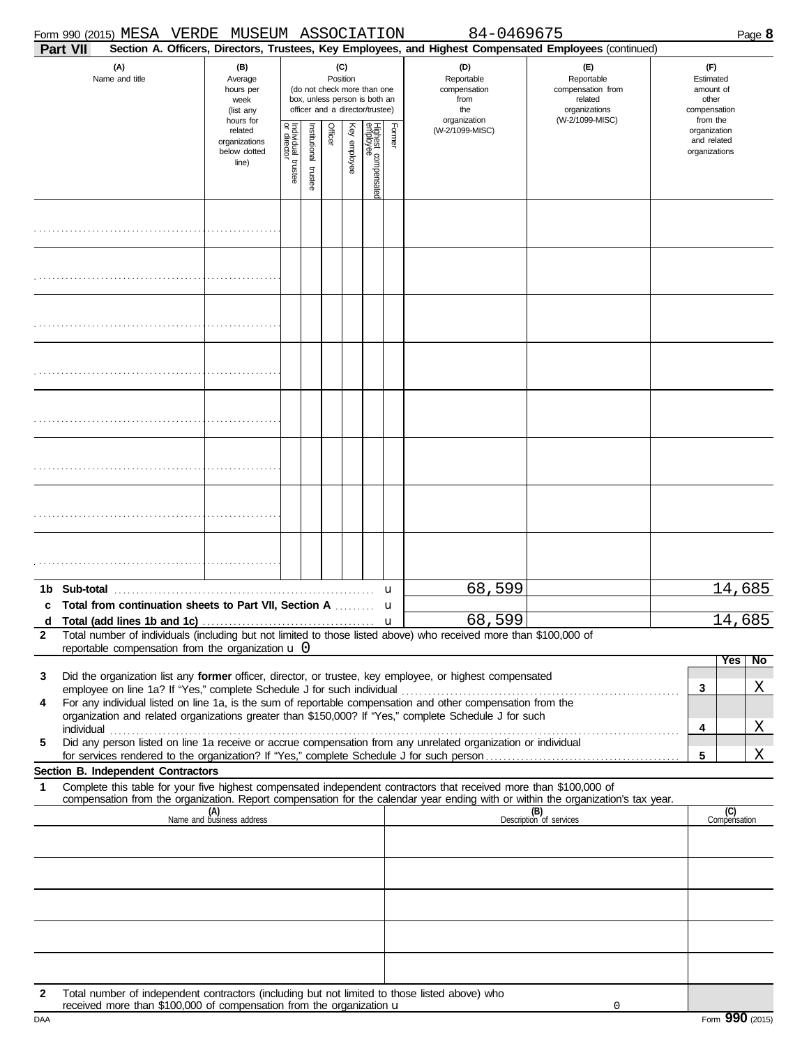Form 990 (2015) MESA VERDE MUSEUM ASSOCIATION 84-0469675 Page 8

**Part VII Section A. Officers, Directors, Trustees, Key Employees, and Highest Compensated Employees** (continued)

| (A) Name and title | (B) Average hours per week (list any hours for related organizations below dotted line) | (C) Position (do not check more than one box, unless person is both an officer and a director/trustee): Individual trustee or director | Institutional trustee | Officer | Key employee | Highest compensated employee | Former | (D) Reportable compensation from the organization (W-2/1099-MISC) | (E) Reportable compensation from related organizations (W-2/1099-MISC) | (F) Estimated amount of other compensation from the organization and related organizations |
|---|---|---|---|---|---|---|---|---|---|---|
| | | | | | | | | | | |
| | | | | | | | | | | |
| | | | | | | | | | | |
| | | | | | | | | | | |
| | | | | | | | | | | |
| | | | | | | | | | | |
| | | | | | | | | | | |
| | | | | | | | | | | |

| | | D | E | F |
|---|---|---|---|---|
| **1b** | **Sub-total** u | 68,599 | | 14,685 |
| **c** | **Total from continuation sheets to Part VII, Section A** u | | | |
| **d** | **Total (add lines 1b and 1c)** u | 68,599 | | 14,685 |

**2** Total number of individuals (including but not limited to those listed above) who received more than $100,000 of reportable compensation from the organization u 0

| | | | Yes | No |
|---|---|---|---|---|
| **3** | Did the organization list any **former** officer, director, or trustee, key employee, or highest compensated employee on line 1a? If "Yes," complete Schedule J for such individual | **3** | | X |
| **4** | For any individual listed on line 1a, is the sum of reportable compensation and other compensation from the organization and related organizations greater than $150,000? If "Yes," complete Schedule J for such individual | **4** | | X |
| **5** | Did any person listed on line 1a receive or accrue compensation from any unrelated organization or individual for services rendered to the organization? If "Yes," complete Schedule J for such person | **5** | | X |

**Section B. Independent Contractors**

**1** Complete this table for your five highest compensated independent contractors that received more than $100,000 of compensation from the organization. Report compensation for the calendar year ending with or within the organization's tax year.

| (A) Name and business address | (B) Description of services | (C) Compensation |
|---|---|---|
| | | |
| | | |
| | | |
| | | |
| | | |

**2** Total number of independent contractors (including but not limited to those listed above) who received more than $100,000 of compensation from the organization u 0

DAA Form **990** (2015)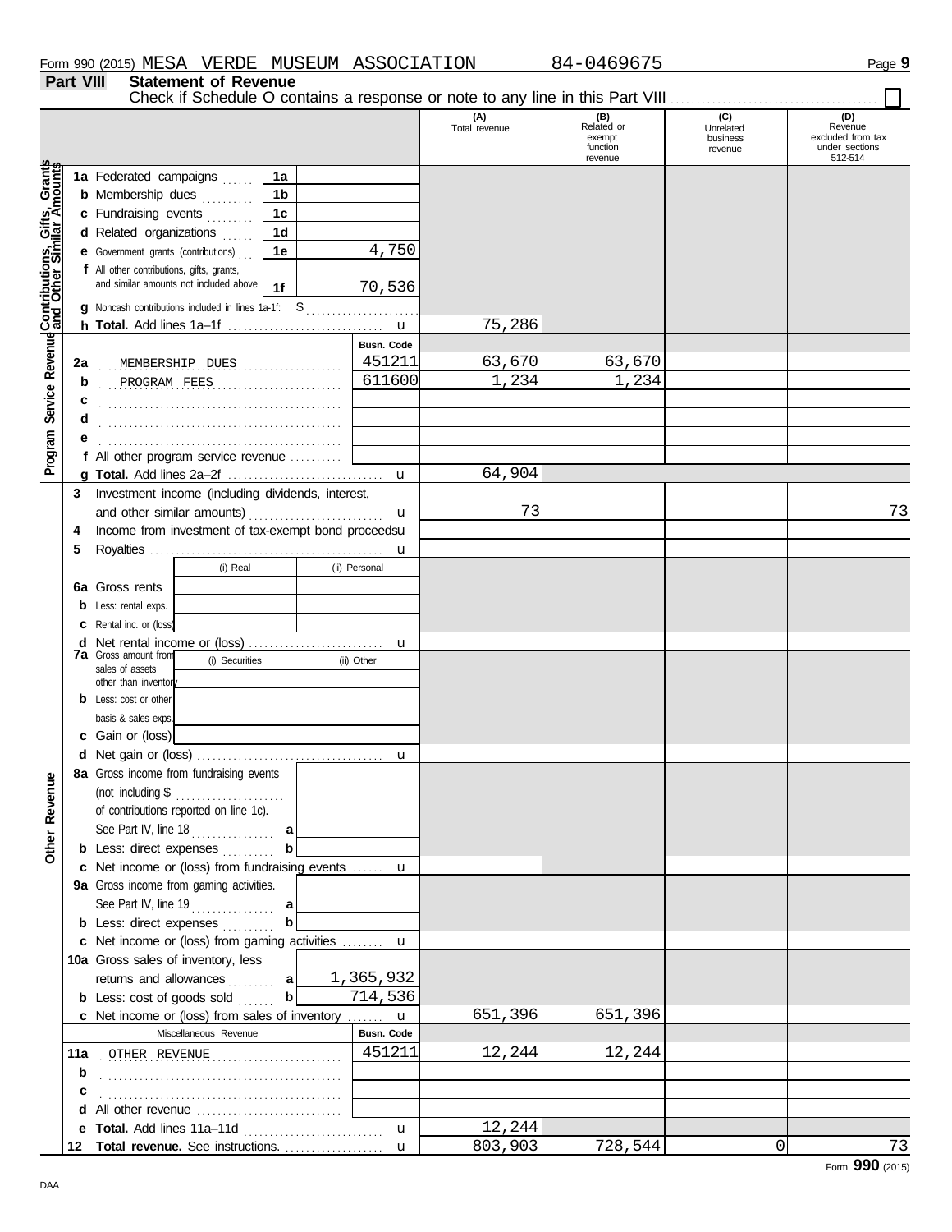Form 990 (2015) MESA VERDE MUSEUM ASSOCIATION 84-0469675

## Part VIII Statement of Revenue

Check if Schedule O contains a response or note to any line in this Part VIII ☐

| | | | (A) Total revenue | (B) Related or exempt function revenue | (C) Unrelated business revenue | (D) Revenue excluded from tax under sections 512-514 |
|---|---|---|---|---|---|---|
| **Contributions, Gifts, Grants and Other Similar Amounts** | 1a Federated campaigns | 1a | | | | |
| | b Membership dues | 1b | | | | |
| | c Fundraising events | 1c | | | | |
| | d Related organizations | 1d | | | | |
| | e Government grants (contributions) | 1e 4,750 | | | | |
| | f All other contributions, gifts, grants, and similar amounts not included above | 1f 70,536 | | | | |
| | g Noncash contributions included in lines 1a-1f: $ | | | | | |
| | h **Total.** Add lines 1a–1f | | 75,286 | | | |
| **Program Service Revenue** | | Busn. Code | | | | |
| | 2a MEMBERSHIP DUES | 451211 | 63,670 | 63,670 | | |
| | b PROGRAM FEES | 611600 | 1,234 | 1,234 | | |
| | c | | | | | |
| | d | | | | | |
| | e | | | | | |
| | f All other program service revenue | | | | | |
| | g **Total.** Add lines 2a–2f | | 64,904 | | | |
| **Other Revenue** | 3 Investment income (including dividends, interest, and other similar amounts) | | 73 | | | 73 |
| | 4 Income from investment of tax-exempt bond proceeds | | | | | |
| | 5 Royalties | | | | | |
| | 6a Gross rents — (i) Real / (ii) Personal | | | | | |
| | b Less: rental exps. | | | | | |
| | c Rental inc. or (loss) | | | | | |
| | d Net rental income or (loss) | | | | | |
| | 7a Gross amount from sales of assets other than inventory — (i) Securities / (ii) Other | | | | | |
| | b Less: cost or other basis & sales exps. | | | | | |
| | c Gain or (loss) | | | | | |
| | d Net gain or (loss) | | | | | |
| | 8a Gross income from fundraising events (not including $ of contributions reported on line 1c). See Part IV, line 18 | a | | | | |
| | b Less: direct expenses | b | | | | |
| | c Net income or (loss) from fundraising events | | | | | |
| | 9a Gross income from gaming activities. See Part IV, line 19 | a | | | | |
| | b Less: direct expenses | b | | | | |
| | c Net income or (loss) from gaming activities | | | | | |
| | 10a Gross sales of inventory, less returns and allowances | a 1,365,932 | | | | |
| | b Less: cost of goods sold | b 714,536 | | | | |
| | c Net income or (loss) from sales of inventory | | 651,396 | 651,396 | | |
| | Miscellaneous Revenue | Busn. Code | | | | |
| | 11a OTHER REVENUE | 451211 | 12,244 | 12,244 | | |
| | b | | | | | |
| | c | | | | | |
| | d All other revenue | | | | | |
| | e **Total.** Add lines 11a–11d | | 12,244 | | | |
| | 12 **Total revenue.** See instructions. | | 803,903 | 728,544 | 0 | 73 |

Form **990** (2015)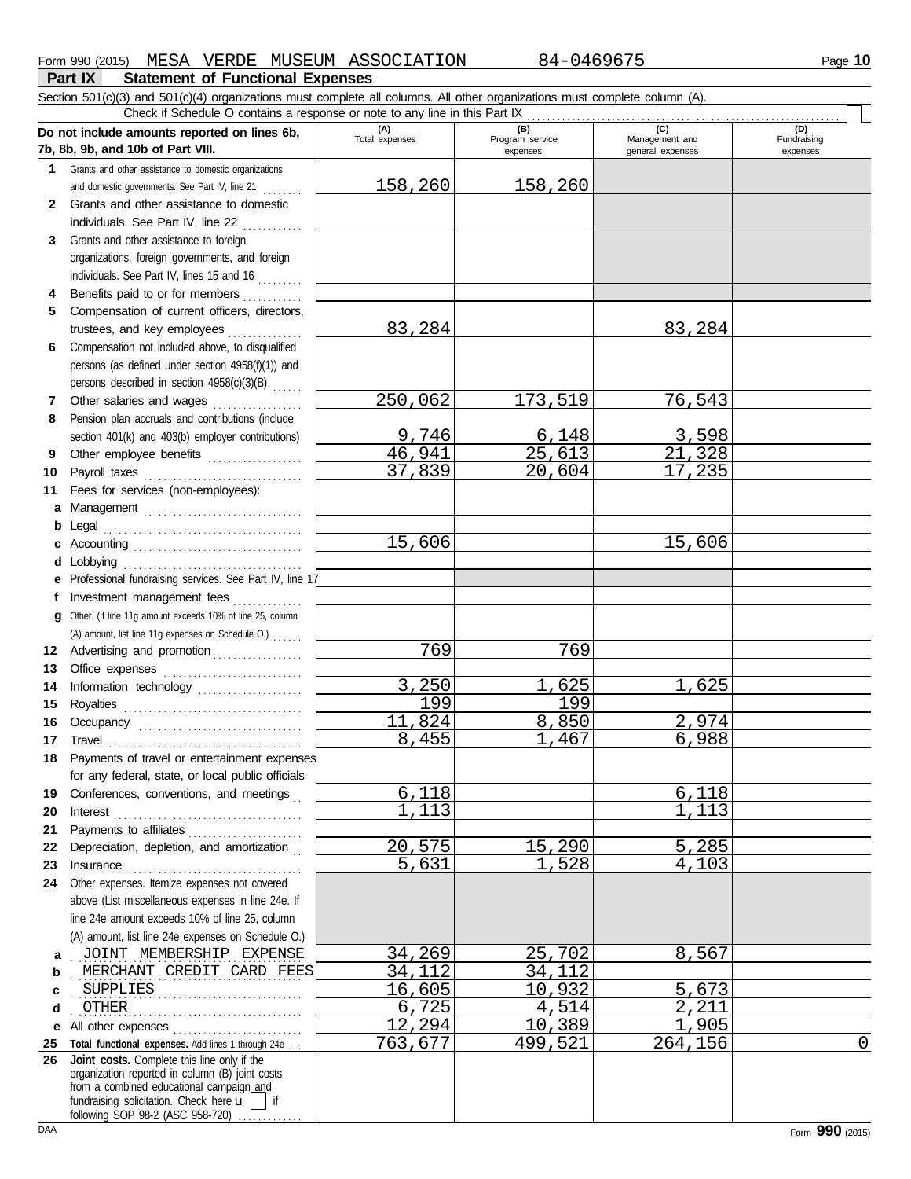Form 990 (2015) MESA VERDE MUSEUM ASSOCIATION 84-0469675 Page **10**

## Part IX Statement of Functional Expenses

Section 501(c)(3) and 501(c)(4) organizations must complete all columns. All other organizations must complete column (A).

Check if Schedule O contains a response or note to any line in this Part IX .......... ☐

| Do not include amounts reported on lines 6b, 7b, 8b, 9b, and 10b of Part VIII. | (A) Total expenses | (B) Program service expenses | (C) Management and general expenses | (D) Fundraising expenses |
|---|---|---|---|---|
| **1** Grants and other assistance to domestic organizations and domestic governments. See Part IV, line 21 | 158,260 | 158,260 | | |
| **2** Grants and other assistance to domestic individuals. See Part IV, line 22 | | | | |
| **3** Grants and other assistance to foreign organizations, foreign governments, and foreign individuals. See Part IV, lines 15 and 16 | | | | |
| **4** Benefits paid to or for members | | | | |
| **5** Compensation of current officers, directors, trustees, and key employees | 83,284 | | 83,284 | |
| **6** Compensation not included above, to disqualified persons (as defined under section 4958(f)(1)) and persons described in section 4958(c)(3)(B) | | | | |
| **7** Other salaries and wages | 250,062 | 173,519 | 76,543 | |
| **8** Pension plan accruals and contributions (include section 401(k) and 403(b) employer contributions) | 9,746 | 6,148 | 3,598 | |
| **9** Other employee benefits | 46,941 | 25,613 | 21,328 | |
| **10** Payroll taxes | 37,839 | 20,604 | 17,235 | |
| **11** Fees for services (non-employees): | | | | |
| **a** Management | | | | |
| **b** Legal | | | | |
| **c** Accounting | 15,606 | | 15,606 | |
| **d** Lobbying | | | | |
| **e** Professional fundraising services. See Part IV, line 17 | | | | |
| **f** Investment management fees | | | | |
| **g** Other. (If line 11g amount exceeds 10% of line 25, column (A) amount, list line 11g expenses on Schedule O.) | | | | |
| **12** Advertising and promotion | 769 | 769 | | |
| **13** Office expenses | | | | |
| **14** Information technology | 3,250 | 1,625 | 1,625 | |
| **15** Royalties | 199 | 199 | | |
| **16** Occupancy | 11,824 | 8,850 | 2,974 | |
| **17** Travel | 8,455 | 1,467 | 6,988 | |
| **18** Payments of travel or entertainment expenses for any federal, state, or local public officials | | | | |
| **19** Conferences, conventions, and meetings | 6,118 | | 6,118 | |
| **20** Interest | 1,113 | | 1,113 | |
| **21** Payments to affiliates | | | | |
| **22** Depreciation, depletion, and amortization | 20,575 | 15,290 | 5,285 | |
| **23** Insurance | 5,631 | 1,528 | 4,103 | |
| **24** Other expenses. Itemize expenses not covered above (List miscellaneous expenses in line 24e. If line 24e amount exceeds 10% of line 25, column (A) amount, list line 24e expenses on Schedule O.) | | | | |
| **a** JOINT MEMBERSHIP EXPENSE | 34,269 | 25,702 | 8,567 | |
| **b** MERCHANT CREDIT CARD FEES | 34,112 | 34,112 | | |
| **c** SUPPLIES | 16,605 | 10,932 | 5,673 | |
| **d** OTHER | 6,725 | 4,514 | 2,211 | |
| **e** All other expenses | 12,294 | 10,389 | 1,905 | |
| **25** **Total functional expenses.** Add lines 1 through 24e | 763,677 | 499,521 | 264,156 | 0 |
| **26** **Joint costs.** Complete this line only if the organization reported in column (B) joint costs from a combined educational campaign and fundraising solicitation. Check here ☐ if following SOP 98-2 (ASC 958-720) | | | | |

Form **990** (2015)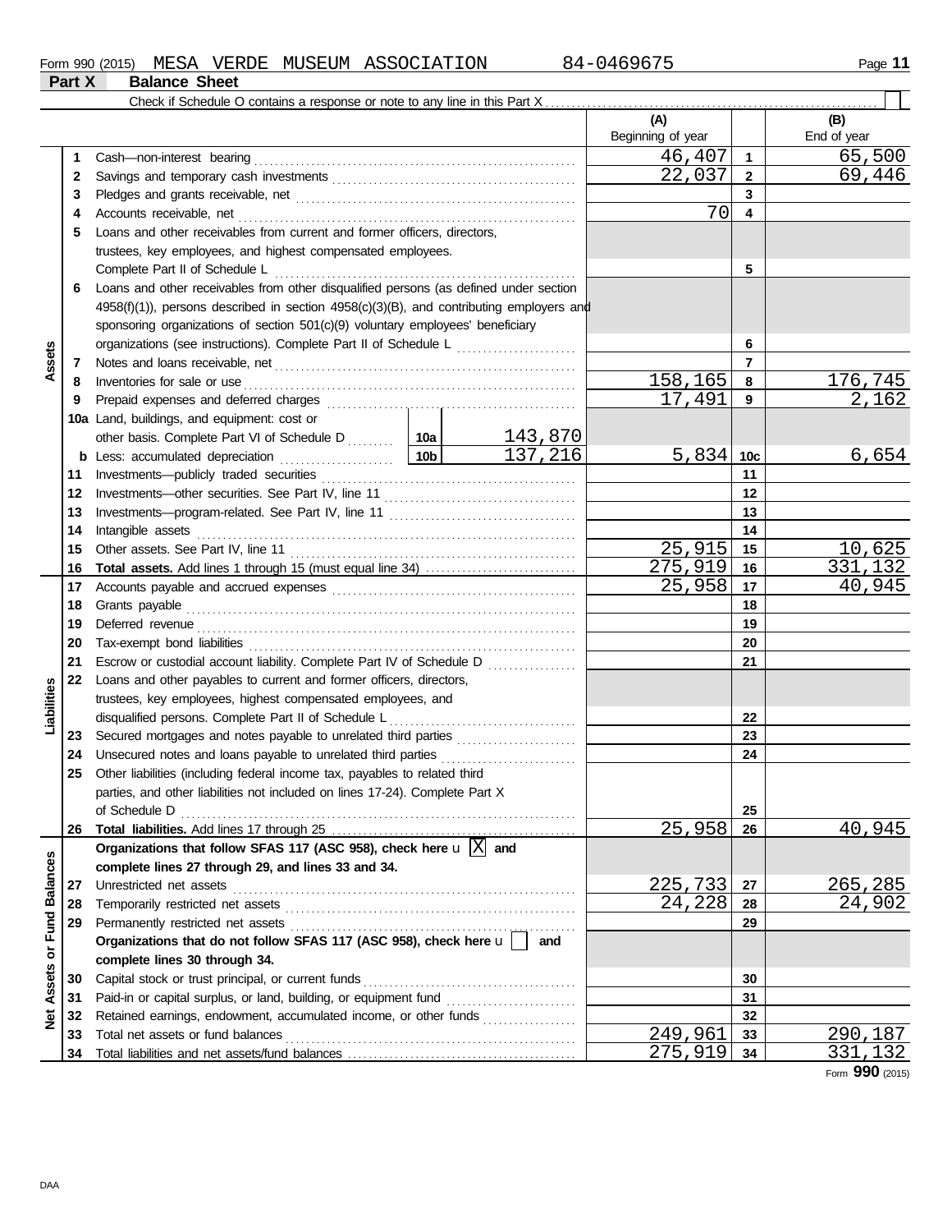Form 990 (2015) MESA VERDE MUSEUM ASSOCIATION 84-0469675 Page **11**

## Part X Balance Sheet

Check if Schedule O contains a response or note to any line in this Part X

| | | | | (A) Beginning of year | | (B) End of year |
|---|---|---|---|---|---|---|
| **Assets** | 1 | Cash—non-interest bearing | | 46,407 | 1 | 65,500 |
| | 2 | Savings and temporary cash investments | | 22,037 | 2 | 69,446 |
| | 3 | Pledges and grants receivable, net | | | 3 | |
| | 4 | Accounts receivable, net | | 70 | 4 | |
| | 5 | Loans and other receivables from current and former officers, directors, trustees, key employees, and highest compensated employees. Complete Part II of Schedule L | | | 5 | |
| | 6 | Loans and other receivables from other disqualified persons (as defined under section 4958(f)(1)), persons described in section 4958(c)(3)(B), and contributing employers and sponsoring organizations of section 501(c)(9) voluntary employees' beneficiary organizations (see instructions). Complete Part II of Schedule L | | | 6 | |
| | 7 | Notes and loans receivable, net | | | 7 | |
| | 8 | Inventories for sale or use | | 158,165 | 8 | 176,745 |
| | 9 | Prepaid expenses and deferred charges | | 17,491 | 9 | 2,162 |
| | 10a | Land, buildings, and equipment: cost or other basis. Complete Part VI of Schedule D | 10a 143,870 | | | |
| | b | Less: accumulated depreciation | 10b 137,216 | 5,834 | 10c | 6,654 |
| | 11 | Investments—publicly traded securities | | | 11 | |
| | 12 | Investments—other securities. See Part IV, line 11 | | | 12 | |
| | 13 | Investments—program-related. See Part IV, line 11 | | | 13 | |
| | 14 | Intangible assets | | | 14 | |
| | 15 | Other assets. See Part IV, line 11 | | 25,915 | 15 | 10,625 |
| | 16 | **Total assets.** Add lines 1 through 15 (must equal line 34) | | 275,919 | 16 | 331,132 |
| **Liabilities** | 17 | Accounts payable and accrued expenses | | 25,958 | 17 | 40,945 |
| | 18 | Grants payable | | | 18 | |
| | 19 | Deferred revenue | | | 19 | |
| | 20 | Tax-exempt bond liabilities | | | 20 | |
| | 21 | Escrow or custodial account liability. Complete Part IV of Schedule D | | | 21 | |
| | 22 | Loans and other payables to current and former officers, directors, trustees, key employees, highest compensated employees, and disqualified persons. Complete Part II of Schedule L | | | 22 | |
| | 23 | Secured mortgages and notes payable to unrelated third parties | | | 23 | |
| | 24 | Unsecured notes and loans payable to unrelated third parties | | | 24 | |
| | 25 | Other liabilities (including federal income tax, payables to related third parties, and other liabilities not included on lines 17-24). Complete Part X of Schedule D | | | 25 | |
| | 26 | **Total liabilities.** Add lines 17 through 25 | | 25,958 | 26 | 40,945 |
| **Net Assets or Fund Balances** | | **Organizations that follow SFAS 117 (ASC 958), check here** [X] **and complete lines 27 through 29, and lines 33 and 34.** | | | | |
| | 27 | Unrestricted net assets | | 225,733 | 27 | 265,285 |
| | 28 | Temporarily restricted net assets | | 24,228 | 28 | 24,902 |
| | 29 | Permanently restricted net assets | | | 29 | |
| | | **Organizations that do not follow SFAS 117 (ASC 958), check here** [ ] **and complete lines 30 through 34.** | | | | |
| | 30 | Capital stock or trust principal, or current funds | | | 30 | |
| | 31 | Paid-in or capital surplus, or land, building, or equipment fund | | | 31 | |
| | 32 | Retained earnings, endowment, accumulated income, or other funds | | | 32 | |
| | 33 | Total net assets or fund balances | | 249,961 | 33 | 290,187 |
| | 34 | Total liabilities and net assets/fund balances | | 275,919 | 34 | 331,132 |

Form **990** (2015)

DAA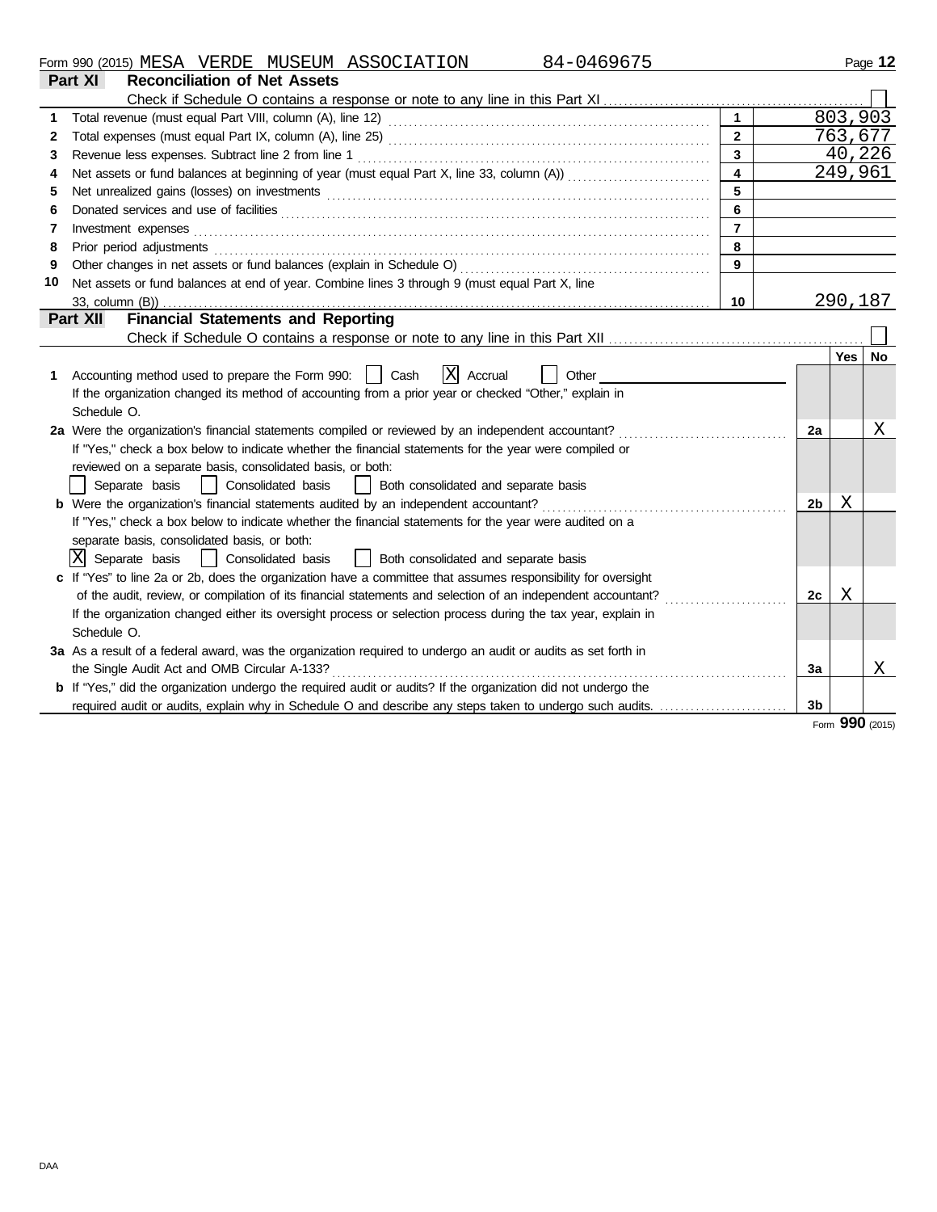Form 990 (2015) MESA VERDE MUSEUM ASSOCIATION 84-0469675

## Part XI Reconciliation of Net Assets

Check if Schedule O contains a response or note to any line in this Part XI ☐

| | | | |
|---|---|---|---|
| 1 | Total revenue (must equal Part VIII, column (A), line 12) | 1 | 803,903 |
| 2 | Total expenses (must equal Part IX, column (A), line 25) | 2 | 763,677 |
| 3 | Revenue less expenses. Subtract line 2 from line 1 | 3 | 40,226 |
| 4 | Net assets or fund balances at beginning of year (must equal Part X, line 33, column (A)) | 4 | 249,961 |
| 5 | Net unrealized gains (losses) on investments | 5 | |
| 6 | Donated services and use of facilities | 6 | |
| 7 | Investment expenses | 7 | |
| 8 | Prior period adjustments | 8 | |
| 9 | Other changes in net assets or fund balances (explain in Schedule O) | 9 | |
| 10 | Net assets or fund balances at end of year. Combine lines 3 through 9 (must equal Part X, line 33, column (B)) | 10 | 290,187 |

## Part XII Financial Statements and Reporting

Check if Schedule O contains a response or note to any line in this Part XII ☐

| | | | Yes | No |
|---|---|---|---|---|
| 1 | Accounting method used to prepare the Form 990: ☐ Cash ☒ Accrual ☐ Other<br>If the organization changed its method of accounting from a prior year or checked "Other," explain in Schedule O. | | | |
| 2a | Were the organization's financial statements compiled or reviewed by an independent accountant? | 2a | | X |
| | If "Yes," check a box below to indicate whether the financial statements for the year were compiled or reviewed on a separate basis, consolidated basis, or both:<br>☐ Separate basis ☐ Consolidated basis ☐ Both consolidated and separate basis | | | |
| b | Were the organization's financial statements audited by an independent accountant? | 2b | X | |
| | If "Yes," check a box below to indicate whether the financial statements for the year were audited on a separate basis, consolidated basis, or both:<br>☒ Separate basis ☐ Consolidated basis ☐ Both consolidated and separate basis | | | |
| c | If "Yes" to line 2a or 2b, does the organization have a committee that assumes responsibility for oversight of the audit, review, or compilation of its financial statements and selection of an independent accountant? | 2c | X | |
| | If the organization changed either its oversight process or selection process during the tax year, explain in Schedule O. | | | |
| 3a | As a result of a federal award, was the organization required to undergo an audit or audits as set forth in the Single Audit Act and OMB Circular A-133? | 3a | | X |
| b | If "Yes," did the organization undergo the required audit or audits? If the organization did not undergo the required audit or audits, explain why in Schedule O and describe any steps taken to undergo such audits. | 3b | | |

Form **990** (2015)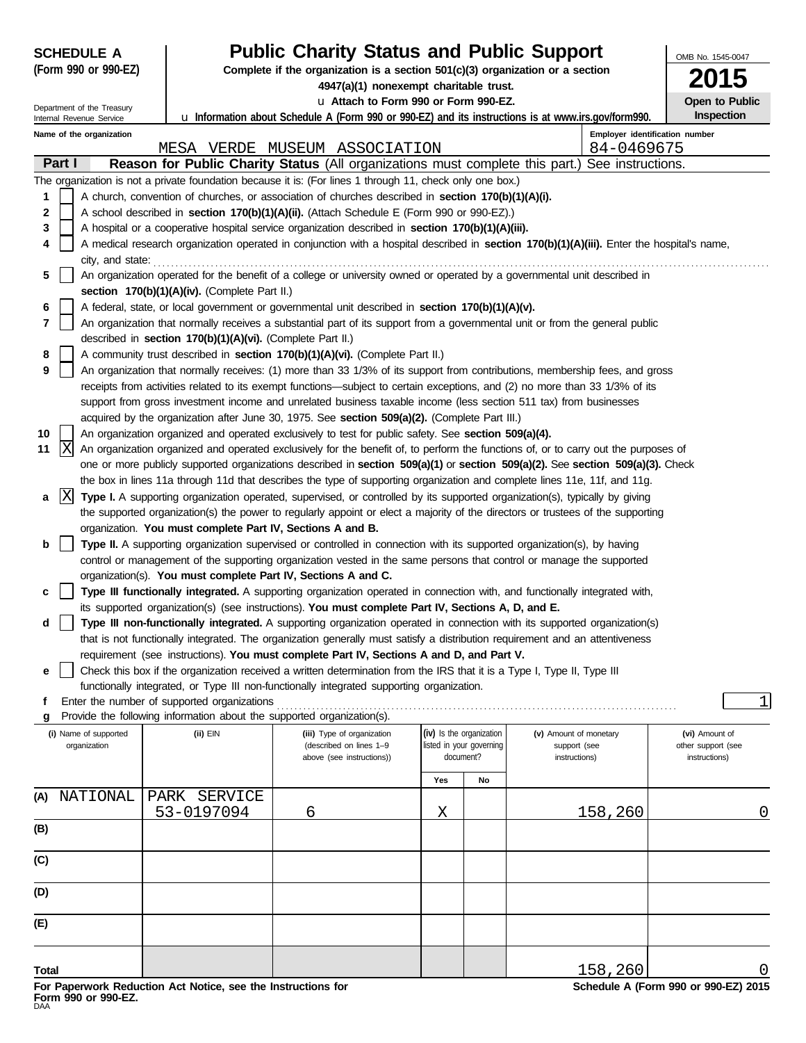**SCHEDULE A (Form 990 or 990-EZ)**

Department of the Treasury
Internal Revenue Service

# Public Charity Status and Public Support

**Complete if the organization is a section 501(c)(3) organization or a section 4947(a)(1) nonexempt charitable trust.**

u **Attach to Form 990 or Form 990-EZ.**

u **Information about Schedule A (Form 990 or 990-EZ) and its instructions is at www.irs.gov/form990.**

OMB No. 1545-0047

**2015**

**Open to Public Inspection**

**Name of the organization:** MESA VERDE MUSEUM ASSOCIATION

**Employer identification number:** 84-0469675

## Part I — Reason for Public Charity Status (All organizations must complete this part.) See instructions.

The organization is not a private foundation because it is: (For lines 1 through 11, check only one box.)

1. [ ] A church, convention of churches, or association of churches described in **section 170(b)(1)(A)(i).**
2. [ ] A school described in **section 170(b)(1)(A)(ii).** (Attach Schedule E (Form 990 or 990-EZ).)
3. [ ] A hospital or a cooperative hospital service organization described in **section 170(b)(1)(A)(iii).**
4. [ ] A medical research organization operated in conjunction with a hospital described in **section 170(b)(1)(A)(iii).** Enter the hospital's name, city, and state:
5. [ ] An organization operated for the benefit of a college or university owned or operated by a governmental unit described in **section 170(b)(1)(A)(iv).** (Complete Part II.)
6. [ ] A federal, state, or local government or governmental unit described in **section 170(b)(1)(A)(v).**
7. [ ] An organization that normally receives a substantial part of its support from a governmental unit or from the general public described in **section 170(b)(1)(A)(vi).** (Complete Part II.)
8. [ ] A community trust described in **section 170(b)(1)(A)(vi).** (Complete Part II.)
9. [ ] An organization that normally receives: (1) more than 33 1/3% of its support from contributions, membership fees, and gross receipts from activities related to its exempt functions—subject to certain exceptions, and (2) no more than 33 1/3% of its support from gross investment income and unrelated business taxable income (less section 511 tax) from businesses acquired by the organization after June 30, 1975. See **section 509(a)(2).** (Complete Part III.)
10. [ ] An organization organized and operated exclusively to test for public safety. See **section 509(a)(4).**
11. [X] An organization organized and operated exclusively for the benefit of, to perform the functions of, or to carry out the purposes of one or more publicly supported organizations described in **section 509(a)(1)** or **section 509(a)(2).** See **section 509(a)(3).** Check the box in lines 11a through 11d that describes the type of supporting organization and complete lines 11e, 11f, and 11g.

   a. [X] **Type I.** A supporting organization operated, supervised, or controlled by its supported organization(s), typically by giving the supported organization(s) the power to regularly appoint or elect a majority of the directors or trustees of the supporting organization. **You must complete Part IV, Sections A and B.**

   b. [ ] **Type II.** A supporting organization supervised or controlled in connection with its supported organization(s), by having control or management of the supporting organization vested in the same persons that control or manage the supported organization(s). **You must complete Part IV, Sections A and C.**

   c. [ ] **Type III functionally integrated.** A supporting organization operated in connection with, and functionally integrated with, its supported organization(s) (see instructions). **You must complete Part IV, Sections A, D, and E.**

   d. [ ] **Type III non-functionally integrated.** A supporting organization operated in connection with its supported organization(s) that is not functionally integrated. The organization generally must satisfy a distribution requirement and an attentiveness requirement (see instructions). **You must complete Part IV, Sections A and D, and Part V.**

   e. [ ] Check this box if the organization received a written determination from the IRS that it is a Type I, Type II, Type III functionally integrated, or Type III non-functionally integrated supporting organization.

   f. Enter the number of supported organizations: 1

   g. Provide the following information about the supported organization(s).

| | (i) Name of supported organization | (ii) EIN | (iii) Type of organization (described on lines 1–9 above (see instructions)) | (iv) Is the organization listed in your governing document? Yes | No | (v) Amount of monetary support (see instructions) | (vi) Amount of other support (see instructions) |
|---|---|---|---|---|---|---|---|
| (A) | NATIONAL PARK SERVICE | 53-0197094 | 6 | X | | 158,260 | 0 |
| (B) | | | | | | | |
| (C) | | | | | | | |
| (D) | | | | | | | |
| (E) | | | | | | | |
| **Total** | | | | | | 158,260 | 0 |

**For Paperwork Reduction Act Notice, see the Instructions for Form 990 or 990-EZ.**

**Schedule A (Form 990 or 990-EZ) 2015**

DAA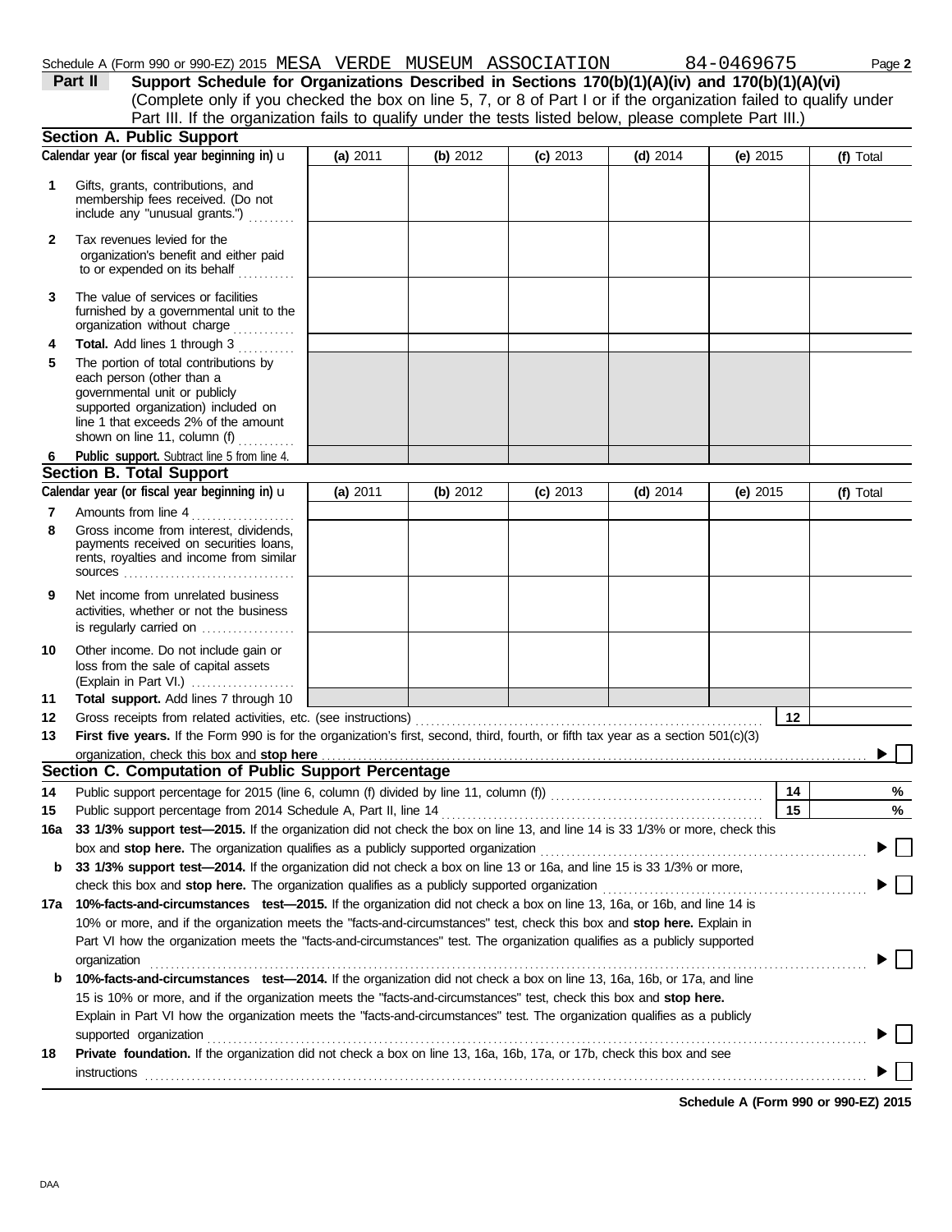Schedule A (Form 990 or 990-EZ) 2015 MESA VERDE MUSEUM ASSOCIATION 84-0469675 Page **2**

## Part II Support Schedule for Organizations Described in Sections 170(b)(1)(A)(iv) and 170(b)(1)(A)(vi)

(Complete only if you checked the box on line 5, 7, or 8 of Part I or if the organization failed to qualify under Part III. If the organization fails to qualify under the tests listed below, please complete Part III.)

### Section A. Public Support

| Calendar year (or fiscal year beginning in) u | (a) 2011 | (b) 2012 | (c) 2013 | (d) 2014 | (e) 2015 | (f) Total |
|---|---|---|---|---|---|---|
| **1** Gifts, grants, contributions, and membership fees received. (Do not include any "unusual grants.") | | | | | | |
| **2** Tax revenues levied for the organization's benefit and either paid to or expended on its behalf | | | | | | |
| **3** The value of services or facilities furnished by a governmental unit to the organization without charge | | | | | | |
| **4** **Total.** Add lines 1 through 3 | | | | | | |
| **5** The portion of total contributions by each person (other than a governmental unit or publicly supported organization) included on line 1 that exceeds 2% of the amount shown on line 11, column (f) | | | | | | |
| **6** **Public support.** Subtract line 5 from line 4. | | | | | | |

### Section B. Total Support

| Calendar year (or fiscal year beginning in) u | (a) 2011 | (b) 2012 | (c) 2013 | (d) 2014 | (e) 2015 | (f) Total |
|---|---|---|---|---|---|---|
| **7** Amounts from line 4 | | | | | | |
| **8** Gross income from interest, dividends, payments received on securities loans, rents, royalties and income from similar sources | | | | | | |
| **9** Net income from unrelated business activities, whether or not the business is regularly carried on | | | | | | |
| **10** Other income. Do not include gain or loss from the sale of capital assets (Explain in Part VI.) | | | | | | |
| **11** **Total support.** Add lines 7 through 10 | | | | | | |

**12** Gross receipts from related activities, etc. (see instructions) ..... **12**

**13** **First five years.** If the Form 990 is for the organization's first, second, third, fourth, or fifth tax year as a section 501(c)(3) organization, check this box and **stop here** ..... ▶ ☐

### Section C. Computation of Public Support Percentage

**14** Public support percentage for 2015 (line 6, column (f) divided by line 11, column (f)) ..... **14** %

**15** Public support percentage from 2014 Schedule A, Part II, line 14 ..... **15** %

**16a** **33 1/3% support test—2015.** If the organization did not check the box on line 13, and line 14 is 33 1/3% or more, check this box and **stop here.** The organization qualifies as a publicly supported organization ..... ▶ ☐

**b** **33 1/3% support test—2014.** If the organization did not check a box on line 13 or 16a, and line 15 is 33 1/3% or more, check this box and **stop here.** The organization qualifies as a publicly supported organization ..... ▶ ☐

**17a** **10%-facts-and-circumstances test—2015.** If the organization did not check a box on line 13, 16a, or 16b, and line 14 is 10% or more, and if the organization meets the "facts-and-circumstances" test, check this box and **stop here.** Explain in Part VI how the organization meets the "facts-and-circumstances" test. The organization qualifies as a publicly supported organization ..... ▶ ☐

**b** **10%-facts-and-circumstances test—2014.** If the organization did not check a box on line 13, 16a, 16b, or 17a, and line 15 is 10% or more, and if the organization meets the "facts-and-circumstances" test, check this box and **stop here.** Explain in Part VI how the organization meets the "facts-and-circumstances" test. The organization qualifies as a publicly supported organization ..... ▶ ☐

**18** **Private foundation.** If the organization did not check a box on line 13, 16a, 16b, 17a, or 17b, check this box and see instructions ..... ▶ ☐

**Schedule A (Form 990 or 990-EZ) 2015**

DAA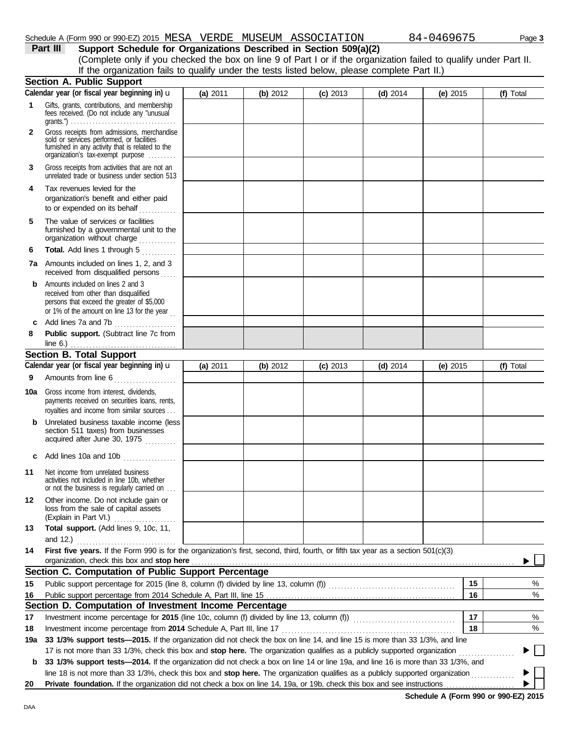Schedule A (Form 990 or 990-EZ) 2015 MESA VERDE MUSEUM ASSOCIATION 84-0469675

**Part III** **Support Schedule for Organizations Described in Section 509(a)(2)**
(Complete only if you checked the box on line 9 of Part I or if the organization failed to qualify under Part II. If the organization fails to qualify under the tests listed below, please complete Part II.)

## Section A. Public Support

| Calendar year (or fiscal year beginning in) u | (a) 2011 | (b) 2012 | (c) 2013 | (d) 2014 | (e) 2015 | (f) Total |
|---|---|---|---|---|---|---|
| **1** Gifts, grants, contributions, and membership fees received. (Do not include any "unusual grants.") | | | | | | |
| **2** Gross receipts from admissions, merchandise sold or services performed, or facilities furnished in any activity that is related to the organization's tax-exempt purpose | | | | | | |
| **3** Gross receipts from activities that are not an unrelated trade or business under section 513 | | | | | | |
| **4** Tax revenues levied for the organization's benefit and either paid to or expended on its behalf | | | | | | |
| **5** The value of services or facilities furnished by a governmental unit to the organization without charge | | | | | | |
| **6** **Total.** Add lines 1 through 5 | | | | | | |
| **7a** Amounts included on lines 1, 2, and 3 received from disqualified persons | | | | | | |
| **b** Amounts included on lines 2 and 3 received from other than disqualified persons that exceed the greater of $5,000 or 1% of the amount on line 13 for the year | | | | | | |
| **c** Add lines 7a and 7b | | | | | | |
| **8** **Public support.** (Subtract line 7c from line 6.) | | | | | | |

## Section B. Total Support

| Calendar year (or fiscal year beginning in) u | (a) 2011 | (b) 2012 | (c) 2013 | (d) 2014 | (e) 2015 | (f) Total |
|---|---|---|---|---|---|---|
| **9** Amounts from line 6 | | | | | | |
| **10a** Gross income from interest, dividends, payments received on securities loans, rents, royalties and income from similar sources | | | | | | |
| **b** Unrelated business taxable income (less section 511 taxes) from businesses acquired after June 30, 1975 | | | | | | |
| **c** Add lines 10a and 10b | | | | | | |
| **11** Net income from unrelated business activities not included in line 10b, whether or not the business is regularly carried on | | | | | | |
| **12** Other income. Do not include gain or loss from the sale of capital assets (Explain in Part VI.) | | | | | | |
| **13** **Total support.** (Add lines 9, 10c, 11, and 12.) | | | | | | |

**14** **First five years.** If the Form 990 is for the organization's first, second, third, fourth, or fifth tax year as a section 501(c)(3) organization, check this box and **stop here** ☐

## Section C. Computation of Public Support Percentage

| | | | |
|---|---|---|---|
| **15** | Public support percentage for 2015 (line 8, column (f) divided by line 13, column (f)) | **15** | % |
| **16** | Public support percentage from 2014 Schedule A, Part III, line 15 | **16** | % |

## Section D. Computation of Investment Income Percentage

| | | | |
|---|---|---|---|
| **17** | Investment income percentage for **2015** (line 10c, column (f) divided by line 13, column (f)) | **17** | % |
| **18** | Investment income percentage from **2014** Schedule A, Part III, line 17 | **18** | % |

**19a** **33 1/3% support tests—2015.** If the organization did not check the box on line 14, and line 15 is more than 33 1/3%, and line 17 is not more than 33 1/3%, check this box and **stop here.** The organization qualifies as a publicly supported organization ☐

**b** **33 1/3% support tests—2014.** If the organization did not check a box on line 14 or line 19a, and line 16 is more than 33 1/3%, and line 18 is not more than 33 1/3%, check this box and **stop here.** The organization qualifies as a publicly supported organization ☐

**20** **Private foundation.** If the organization did not check a box on line 14, 19a, or 19b, check this box and see instructions ☐

**Schedule A (Form 990 or 990-EZ) 2015**

DAA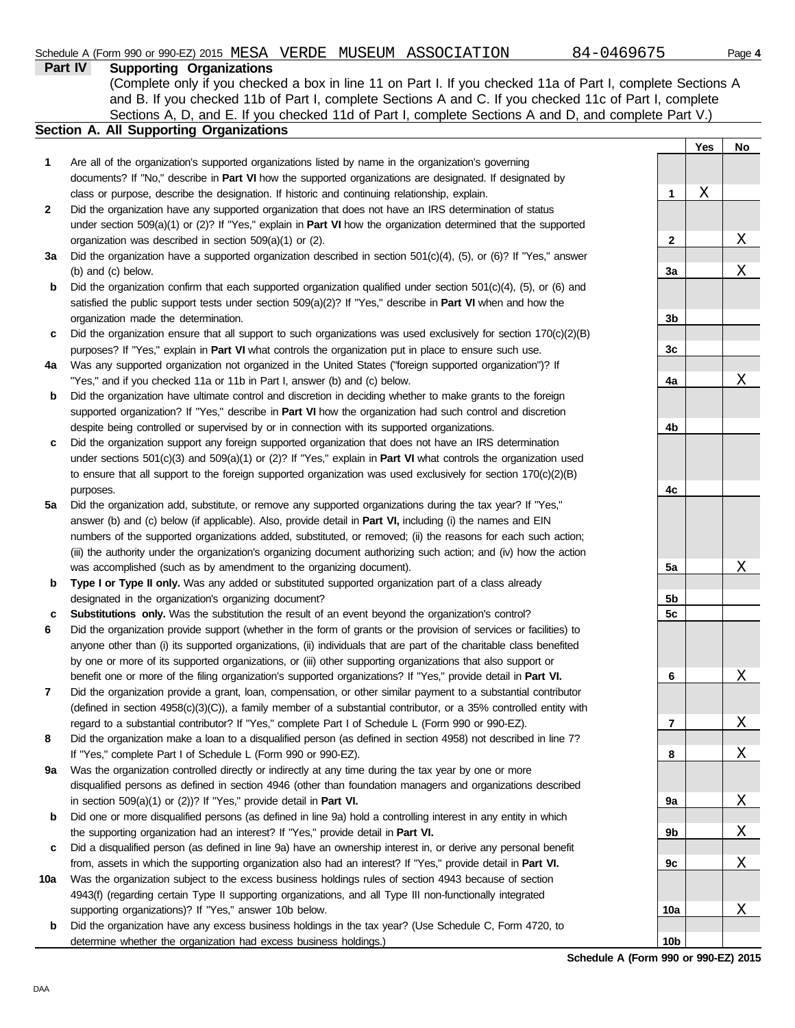Schedule A (Form 990 or 990-EZ) 2015 MESA VERDE MUSEUM ASSOCIATION 84-0469675 Page **4**

## Part IV Supporting Organizations

(Complete only if you checked a box in line 11 on Part I. If you checked 11a of Part I, complete Sections A and B. If you checked 11b of Part I, complete Sections A and C. If you checked 11c of Part I, complete Sections A, D, and E. If you checked 11d of Part I, complete Sections A and D, and complete Part V.)

### Section A. All Supporting Organizations

| | | | Yes | No |
|---|---|---|---|---|
| **1** | Are all of the organization's supported organizations listed by name in the organization's governing documents? If "No," describe in **Part VI** how the supported organizations are designated. If designated by class or purpose, describe the designation. If historic and continuing relationship, explain. | **1** | X | |
| **2** | Did the organization have any supported organization that does not have an IRS determination of status under section 509(a)(1) or (2)? If "Yes," explain in **Part VI** how the organization determined that the supported organization was described in section 509(a)(1) or (2). | **2** | | X |
| **3a** | Did the organization have a supported organization described in section 501(c)(4), (5), or (6)? If "Yes," answer (b) and (c) below. | **3a** | | X |
| **b** | Did the organization confirm that each supported organization qualified under section 501(c)(4), (5), or (6) and satisfied the public support tests under section 509(a)(2)? If "Yes," describe in **Part VI** when and how the organization made the determination. | **3b** | | |
| **c** | Did the organization ensure that all support to such organizations was used exclusively for section 170(c)(2)(B) purposes? If "Yes," explain in **Part VI** what controls the organization put in place to ensure such use. | **3c** | | |
| **4a** | Was any supported organization not organized in the United States ("foreign supported organization")? If "Yes," and if you checked 11a or 11b in Part I, answer (b) and (c) below. | **4a** | | X |
| **b** | Did the organization have ultimate control and discretion in deciding whether to make grants to the foreign supported organization? If "Yes," describe in **Part VI** how the organization had such control and discretion despite being controlled or supervised by or in connection with its supported organizations. | **4b** | | |
| **c** | Did the organization support any foreign supported organization that does not have an IRS determination under sections 501(c)(3) and 509(a)(1) or (2)? If "Yes," explain in **Part VI** what controls the organization used to ensure that all support to the foreign supported organization was used exclusively for section 170(c)(2)(B) purposes. | **4c** | | |
| **5a** | Did the organization add, substitute, or remove any supported organizations during the tax year? If "Yes," answer (b) and (c) below (if applicable). Also, provide detail in **Part VI,** including (i) the names and EIN numbers of the supported organizations added, substituted, or removed; (ii) the reasons for each such action; (iii) the authority under the organization's organizing document authorizing such action; and (iv) how the action was accomplished (such as by amendment to the organizing document). | **5a** | | X |
| **b** | **Type I or Type II only.** Was any added or substituted supported organization part of a class already designated in the organization's organizing document? | **5b** | | |
| **c** | **Substitutions only.** Was the substitution the result of an event beyond the organization's control? | **5c** | | |
| **6** | Did the organization provide support (whether in the form of grants or the provision of services or facilities) to anyone other than (i) its supported organizations, (ii) individuals that are part of the charitable class benefited by one or more of its supported organizations, or (iii) other supporting organizations that also support or benefit one or more of the filing organization's supported organizations? If "Yes," provide detail in **Part VI.** | **6** | | X |
| **7** | Did the organization provide a grant, loan, compensation, or other similar payment to a substantial contributor (defined in section 4958(c)(3)(C)), a family member of a substantial contributor, or a 35% controlled entity with regard to a substantial contributor? If "Yes," complete Part I of Schedule L (Form 990 or 990-EZ). | **7** | | X |
| **8** | Did the organization make a loan to a disqualified person (as defined in section 4958) not described in line 7? If "Yes," complete Part I of Schedule L (Form 990 or 990-EZ). | **8** | | X |
| **9a** | Was the organization controlled directly or indirectly at any time during the tax year by one or more disqualified persons as defined in section 4946 (other than foundation managers and organizations described in section 509(a)(1) or (2))? If "Yes," provide detail in **Part VI.** | **9a** | | X |
| **b** | Did one or more disqualified persons (as defined in line 9a) hold a controlling interest in any entity in which the supporting organization had an interest? If "Yes," provide detail in **Part VI.** | **9b** | | X |
| **c** | Did a disqualified person (as defined in line 9a) have an ownership interest in, or derive any personal benefit from, assets in which the supporting organization also had an interest? If "Yes," provide detail in **Part VI.** | **9c** | | X |
| **10a** | Was the organization subject to the excess business holdings rules of section 4943 because of section 4943(f) (regarding certain Type II supporting organizations, and all Type III non-functionally integrated supporting organizations)? If "Yes," answer 10b below. | **10a** | | X |
| **b** | Did the organization have any excess business holdings in the tax year? (Use Schedule C, Form 4720, to determine whether the organization had excess business holdings.) | **10b** | | |

**Schedule A (Form 990 or 990-EZ) 2015**

DAA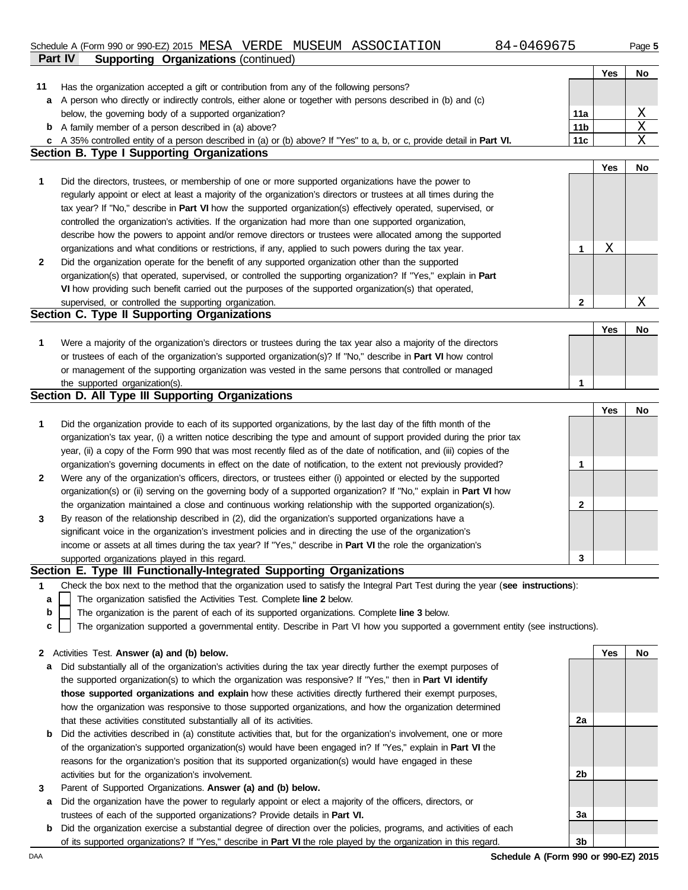Schedule A (Form 990 or 990-EZ) 2015 MESA VERDE MUSEUM ASSOCIATION 84-0469675

**Part IV Supporting Organizations** (continued)

| | | | Yes | No |
|---|---|---|---|---|
| **11** | Has the organization accepted a gift or contribution from any of the following persons? | | | |
| **a** | A person who directly or indirectly controls, either alone or together with persons described in (b) and (c) below, the governing body of a supported organization? | 11a | | X |
| **b** | A family member of a person described in (a) above? | 11b | | X |
| **c** | A 35% controlled entity of a person described in (a) or (b) above? If "Yes" to a, b, or c, provide detail in **Part VI.** | 11c | | X |

## Section B. Type I Supporting Organizations

| | | | Yes | No |
|---|---|---|---|---|
| **1** | Did the directors, trustees, or membership of one or more supported organizations have the power to regularly appoint or elect at least a majority of the organization's directors or trustees at all times during the tax year? If "No," describe in **Part VI** how the supported organization(s) effectively operated, supervised, or controlled the organization's activities. If the organization had more than one supported organization, describe how the powers to appoint and/or remove directors or trustees were allocated among the supported organizations and what conditions or restrictions, if any, applied to such powers during the tax year. | 1 | X | |
| **2** | Did the organization operate for the benefit of any supported organization other than the supported organization(s) that operated, supervised, or controlled the supporting organization? If "Yes," explain in **Part VI** how providing such benefit carried out the purposes of the supported organization(s) that operated, supervised, or controlled the supporting organization. | 2 | | X |

## Section C. Type II Supporting Organizations

| | | | Yes | No |
|---|---|---|---|---|
| **1** | Were a majority of the organization's directors or trustees during the tax year also a majority of the directors or trustees of each of the organization's supported organization(s)? If "No," describe in **Part VI** how control or management of the supporting organization was vested in the same persons that controlled or managed the supported organization(s). | 1 | | |

## Section D. All Type III Supporting Organizations

| | | | Yes | No |
|---|---|---|---|---|
| **1** | Did the organization provide to each of its supported organizations, by the last day of the fifth month of the organization's tax year, (i) a written notice describing the type and amount of support provided during the prior tax year, (ii) a copy of the Form 990 that was most recently filed as of the date of notification, and (iii) copies of the organization's governing documents in effect on the date of notification, to the extent not previously provided? | 1 | | |
| **2** | Were any of the organization's officers, directors, or trustees either (i) appointed or elected by the supported organization(s) or (ii) serving on the governing body of a supported organization? If "No," explain in **Part VI** how the organization maintained a close and continuous working relationship with the supported organization(s). | 2 | | |
| **3** | By reason of the relationship described in (2), did the organization's supported organizations have a significant voice in the organization's investment policies and in directing the use of the organization's income or assets at all times during the tax year? If "Yes," describe in **Part VI** the role the organization's supported organizations played in this regard. | 3 | | |

## Section E. Type III Functionally-Integrated Supporting Organizations

**1** Check the box next to the method that the organization used to satisfy the Integral Part Test during the year (**see instructions**):

- **a** ☐ The organization satisfied the Activities Test. Complete **line 2** below.
- **b** ☐ The organization is the parent of each of its supported organizations. Complete **line 3** below.
- **c** ☐ The organization supported a governmental entity. Describe in Part VI how you supported a government entity (see instructions).

| | | | Yes | No |
|---|---|---|---|---|
| **2** | Activities Test. **Answer (a) and (b) below.** | | | |
| **a** | Did substantially all of the organization's activities during the tax year directly further the exempt purposes of the supported organization(s) to which the organization was responsive? If "Yes," then in **Part VI identify those supported organizations and explain** how these activities directly furthered their exempt purposes, how the organization was responsive to those supported organizations, and how the organization determined that these activities constituted substantially all of its activities. | 2a | | |
| **b** | Did the activities described in (a) constitute activities that, but for the organization's involvement, one or more of the organization's supported organization(s) would have been engaged in? If "Yes," explain in **Part VI** the reasons for the organization's position that its supported organization(s) would have engaged in these activities but for the organization's involvement. | 2b | | |
| **3** | Parent of Supported Organizations. **Answer (a) and (b) below.** | | | |
| **a** | Did the organization have the power to regularly appoint or elect a majority of the officers, directors, or trustees of each of the supported organizations? Provide details in **Part VI.** | 3a | | |
| **b** | Did the organization exercise a substantial degree of direction over the policies, programs, and activities of each of its supported organizations? If "Yes," describe in **Part VI** the role played by the organization in this regard. | 3b | | |

DAA **Schedule A (Form 990 or 990-EZ) 2015**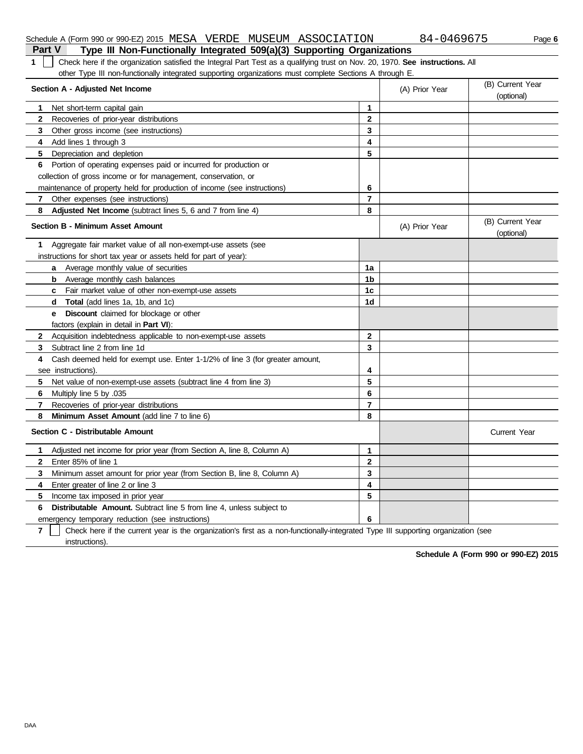Schedule A (Form 990 or 990-EZ) 2015 MESA VERDE MUSEUM ASSOCIATION 84-0469675 Page **6**

## Part V Type III Non-Functionally Integrated 509(a)(3) Supporting Organizations

**1** ☐ Check here if the organization satisfied the Integral Part Test as a qualifying trust on Nov. 20, 1970. **See instructions.** All other Type III non-functionally integrated supporting organizations must complete Sections A through E.

| **Section A - Adjusted Net Income** | | (A) Prior Year | (B) Current Year (optional) |
|---|---|---|---|
| **1** Net short-term capital gain | **1** | | |
| **2** Recoveries of prior-year distributions | **2** | | |
| **3** Other gross income (see instructions) | **3** | | |
| **4** Add lines 1 through 3 | **4** | | |
| **5** Depreciation and depletion | **5** | | |
| **6** Portion of operating expenses paid or incurred for production or collection of gross income or for management, conservation, or maintenance of property held for production of income (see instructions) | **6** | | |
| **7** Other expenses (see instructions) | **7** | | |
| **8** **Adjusted Net Income** (subtract lines 5, 6 and 7 from line 4) | **8** | | |

| **Section B - Minimum Asset Amount** | | (A) Prior Year | (B) Current Year (optional) |
|---|---|---|---|
| **1** Aggregate fair market value of all non-exempt-use assets (see instructions for short tax year or assets held for part of year): | | | |
| **a** Average monthly value of securities | **1a** | | |
| **b** Average monthly cash balances | **1b** | | |
| **c** Fair market value of other non-exempt-use assets | **1c** | | |
| **d** **Total** (add lines 1a, 1b, and 1c) | **1d** | | |
| **e** **Discount** claimed for blockage or other factors (explain in detail in **Part VI**): | | | |
| **2** Acquisition indebtedness applicable to non-exempt-use assets | **2** | | |
| **3** Subtract line 2 from line 1d | **3** | | |
| **4** Cash deemed held for exempt use. Enter 1-1/2% of line 3 (for greater amount, see instructions). | **4** | | |
| **5** Net value of non-exempt-use assets (subtract line 4 from line 3) | **5** | | |
| **6** Multiply line 5 by .035 | **6** | | |
| **7** Recoveries of prior-year distributions | **7** | | |
| **8** **Minimum Asset Amount** (add line 7 to line 6) | **8** | | |

| **Section C - Distributable Amount** | | | Current Year |
|---|---|---|---|
| **1** Adjusted net income for prior year (from Section A, line 8, Column A) | **1** | | |
| **2** Enter 85% of line 1 | **2** | | |
| **3** Minimum asset amount for prior year (from Section B, line 8, Column A) | **3** | | |
| **4** Enter greater of line 2 or line 3 | **4** | | |
| **5** Income tax imposed in prior year | **5** | | |
| **6** **Distributable Amount.** Subtract line 5 from line 4, unless subject to emergency temporary reduction (see instructions) | **6** | | |

**7** ☐ Check here if the current year is the organization's first as a non-functionally-integrated Type III supporting organization (see instructions).

**Schedule A (Form 990 or 990-EZ) 2015**

DAA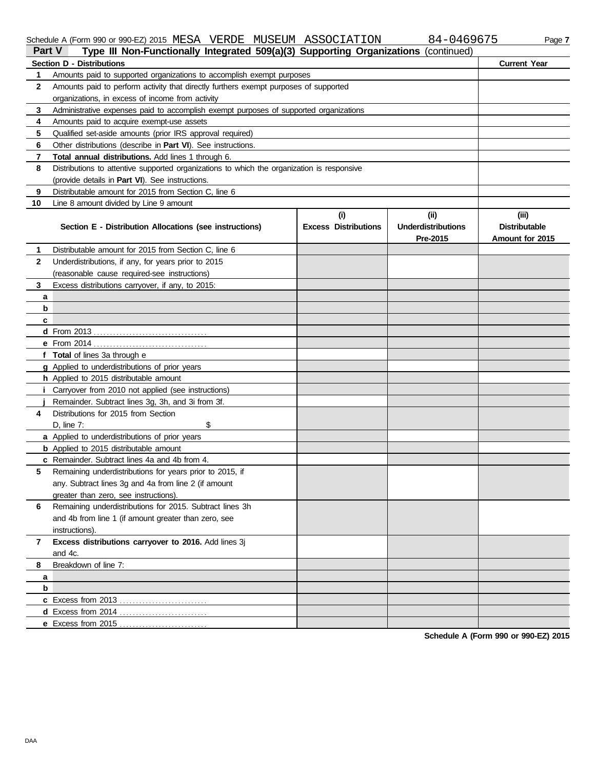Schedule A (Form 990 or 990-EZ) 2015 MESA VERDE MUSEUM ASSOCIATION 84-0469675

## Part V Type III Non-Functionally Integrated 509(a)(3) Supporting Organizations (continued)

| Section D - Distributions | | Current Year |
|---|---|---|
| 1 | Amounts paid to supported organizations to accomplish exempt purposes | |
| 2 | Amounts paid to perform activity that directly furthers exempt purposes of supported organizations, in excess of income from activity | |
| 3 | Administrative expenses paid to accomplish exempt purposes of supported organizations | |
| 4 | Amounts paid to acquire exempt-use assets | |
| 5 | Qualified set-aside amounts (prior IRS approval required) | |
| 6 | Other distributions (describe in **Part VI**). See instructions. | |
| 7 | **Total annual distributions.** Add lines 1 through 6. | |
| 8 | Distributions to attentive supported organizations to which the organization is responsive (provide details in **Part VI**). See instructions. | |
| 9 | Distributable amount for 2015 from Section C, line 6 | |
| 10 | Line 8 amount divided by Line 9 amount | |

| | Section E - Distribution Allocations (see instructions) | (i) Excess Distributions | (ii) Underdistributions Pre-2015 | (iii) Distributable Amount for 2015 |
|---|---|---|---|---|
| 1 | Distributable amount for 2015 from Section C, line 6 | | | |
| 2 | Underdistributions, if any, for years prior to 2015 (reasonable cause required-see instructions) | | | |
| 3 | Excess distributions carryover, if any, to 2015: | | | |
| a | | | | |
| b | | | | |
| c | | | | |
| d | From 2013 | | | |
| e | From 2014 | | | |
| f | **Total** of lines 3a through e | | | |
| g | Applied to underdistributions of prior years | | | |
| h | Applied to 2015 distributable amount | | | |
| i | Carryover from 2010 not applied (see instructions) | | | |
| j | Remainder. Subtract lines 3g, 3h, and 3i from 3f. | | | |
| 4 | Distributions for 2015 from Section D, line 7: $ | | | |
| a | Applied to underdistributions of prior years | | | |
| b | Applied to 2015 distributable amount | | | |
| c | Remainder. Subtract lines 4a and 4b from 4. | | | |
| 5 | Remaining underdistributions for years prior to 2015, if any. Subtract lines 3g and 4a from line 2 (if amount greater than zero, see instructions). | | | |
| 6 | Remaining underdistributions for 2015. Subtract lines 3h and 4b from line 1 (if amount greater than zero, see instructions). | | | |
| 7 | **Excess distributions carryover to 2016.** Add lines 3j and 4c. | | | |
| 8 | Breakdown of line 7: | | | |
| a | | | | |
| b | | | | |
| c | Excess from 2013 | | | |
| d | Excess from 2014 | | | |
| e | Excess from 2015 | | | |

**Schedule A (Form 990 or 990-EZ) 2015**

DAA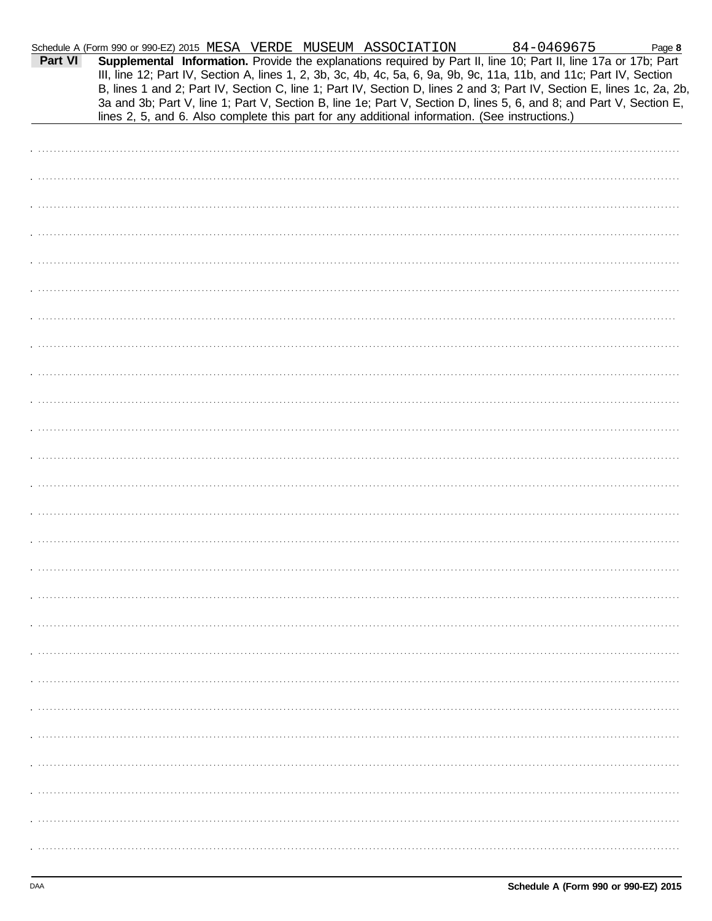Schedule A (Form 990 or 990-EZ) 2015 MESA VERDE MUSEUM ASSOCIATION 84-0469675

**Part VI** **Supplemental Information.** Provide the explanations required by Part II, line 10; Part II, line 17a or 17b; Part III, line 12; Part IV, Section A, lines 1, 2, 3b, 3c, 4b, 4c, 5a, 6, 9a, 9b, 9c, 11a, 11b, and 11c; Part IV, Section B, lines 1 and 2; Part IV, Section C, line 1; Part IV, Section D, lines 2 and 3; Part IV, Section E, lines 1c, 2a, 2b, 3a and 3b; Part V, line 1; Part V, Section B, line 1e; Part V, Section D, lines 5, 6, and 8; and Part V, Section E, lines 2, 5, and 6. Also complete this part for any additional information. (See instructions.)

DAA **Schedule A (Form 990 or 990-EZ) 2015**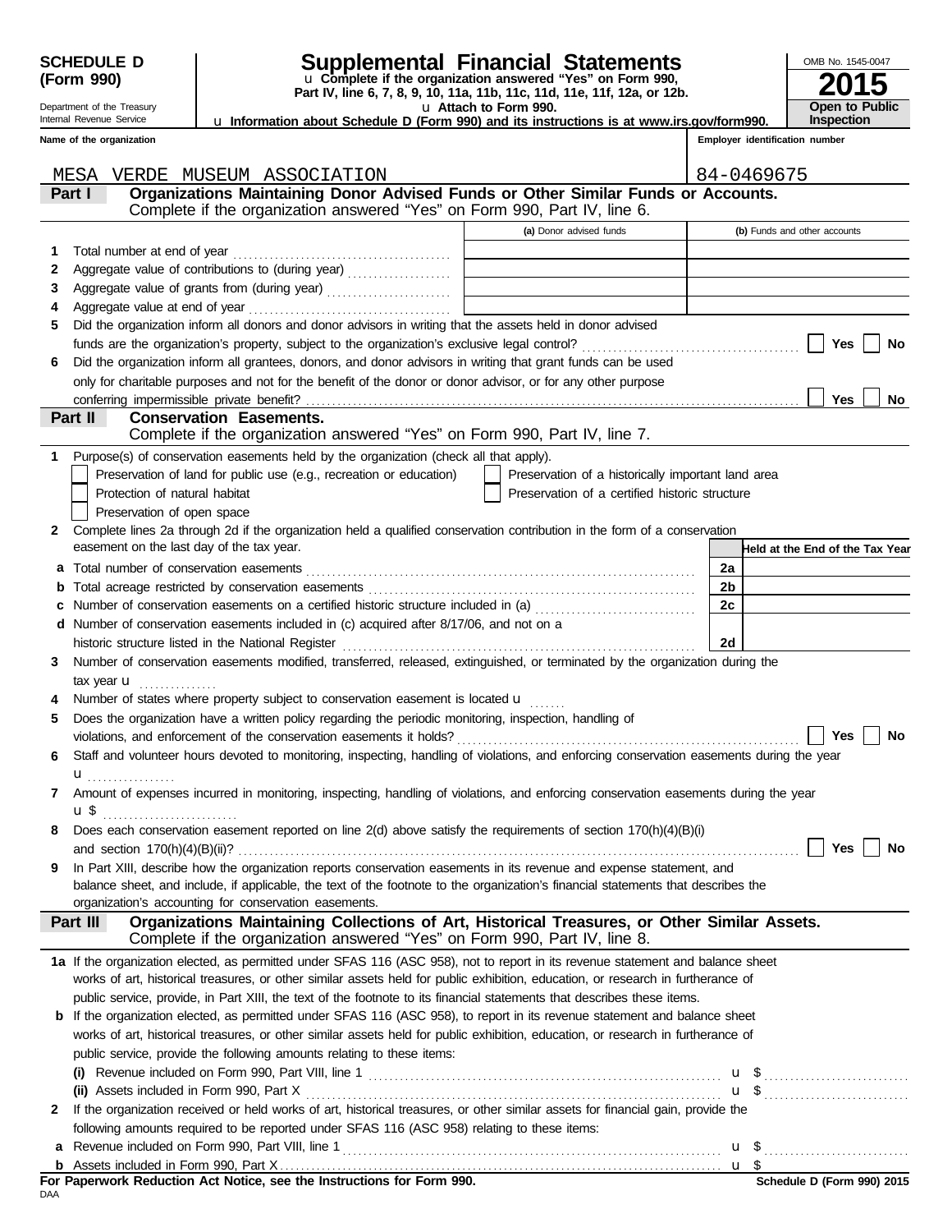**SCHEDULE D (Form 990)**

Department of the Treasury
Internal Revenue Service

# Supplemental Financial Statements

u Complete if the organization answered "Yes" on Form 990, Part IV, line 6, 7, 8, 9, 10, 11a, 11b, 11c, 11d, 11e, 11f, 12a, or 12b.
u Attach to Form 990.
u Information about Schedule D (Form 990) and its instructions is at www.irs.gov/form990.

OMB No. 1545-0047

**2015**

**Open to Public Inspection**

| Name of the organization | Employer identification number |
|---|---|
| MESA VERDE MUSEUM ASSOCIATION | 84-0469675 |

## Part I Organizations Maintaining Donor Advised Funds or Other Similar Funds or Accounts.

Complete if the organization answered "Yes" on Form 990, Part IV, line 6.

| | | (a) Donor advised funds | (b) Funds and other accounts |
|---|---|---|---|
| 1 | Total number at end of year | | |
| 2 | Aggregate value of contributions to (during year) | | |
| 3 | Aggregate value of grants from (during year) | | |
| 4 | Aggregate value at end of year | | |

5 Did the organization inform all donors and donor advisors in writing that the assets held in donor advised funds are the organization's property, subject to the organization's exclusive legal control? ☐ Yes ☐ No

6 Did the organization inform all grantees, donors, and donor advisors in writing that grant funds can be used only for charitable purposes and not for the benefit of the donor or donor advisor, or for any other purpose conferring impermissible private benefit? ☐ Yes ☐ No

## Part II Conservation Easements.

Complete if the organization answered "Yes" on Form 990, Part IV, line 7.

1 Purpose(s) of conservation easements held by the organization (check all that apply).

- ☐ Preservation of land for public use (e.g., recreation or education)
- ☐ Protection of natural habitat
- ☐ Preservation of open space
- ☐ Preservation of a historically important land area
- ☐ Preservation of a certified historic structure

2 Complete lines 2a through 2d if the organization held a qualified conservation contribution in the form of a conservation easement on the last day of the tax year.

| | | | Held at the End of the Tax Year |
|---|---|---|---|
| a | Total number of conservation easements | 2a | |
| b | Total acreage restricted by conservation easements | 2b | |
| c | Number of conservation easements on a certified historic structure included in (a) | 2c | |
| d | Number of conservation easements included in (c) acquired after 8/17/06, and not on a historic structure listed in the National Register | 2d | |

3 Number of conservation easements modified, transferred, released, extinguished, or terminated by the organization during the tax year u

4 Number of states where property subject to conservation easement is located u

5 Does the organization have a written policy regarding the periodic monitoring, inspection, handling of violations, and enforcement of the conservation easements it holds? ☐ Yes ☐ No

6 Staff and volunteer hours devoted to monitoring, inspecting, handling of violations, and enforcing conservation easements during the year u

7 Amount of expenses incurred in monitoring, inspecting, handling of violations, and enforcing conservation easements during the year u $

8 Does each conservation easement reported on line 2(d) above satisfy the requirements of section 170(h)(4)(B)(i) and section 170(h)(4)(B)(ii)? ☐ Yes ☐ No

9 In Part XIII, describe how the organization reports conservation easements in its revenue and expense statement, and balance sheet, and include, if applicable, the text of the footnote to the organization's financial statements that describes the organization's accounting for conservation easements.

## Part III Organizations Maintaining Collections of Art, Historical Treasures, or Other Similar Assets.

Complete if the organization answered "Yes" on Form 990, Part IV, line 8.

1a If the organization elected, as permitted under SFAS 116 (ASC 958), not to report in its revenue statement and balance sheet works of art, historical treasures, or other similar assets held for public exhibition, education, or research in furtherance of public service, provide, in Part XIII, the text of the footnote to its financial statements that describes these items.

b If the organization elected, as permitted under SFAS 116 (ASC 958), to report in its revenue statement and balance sheet works of art, historical treasures, or other similar assets held for public exhibition, education, or research in furtherance of public service, provide the following amounts relating to these items:

(i) Revenue included on Form 990, Part VIII, line 1 u $

(ii) Assets included in Form 990, Part X u $

2 If the organization received or held works of art, historical treasures, or other similar assets for financial gain, provide the following amounts required to be reported under SFAS 116 (ASC 958) relating to these items:

a Revenue included on Form 990, Part VIII, line 1 u $

b Assets included in Form 990, Part X u $

**For Paperwork Reduction Act Notice, see the Instructions for Form 990.**

DAA

**Schedule D (Form 990) 2015**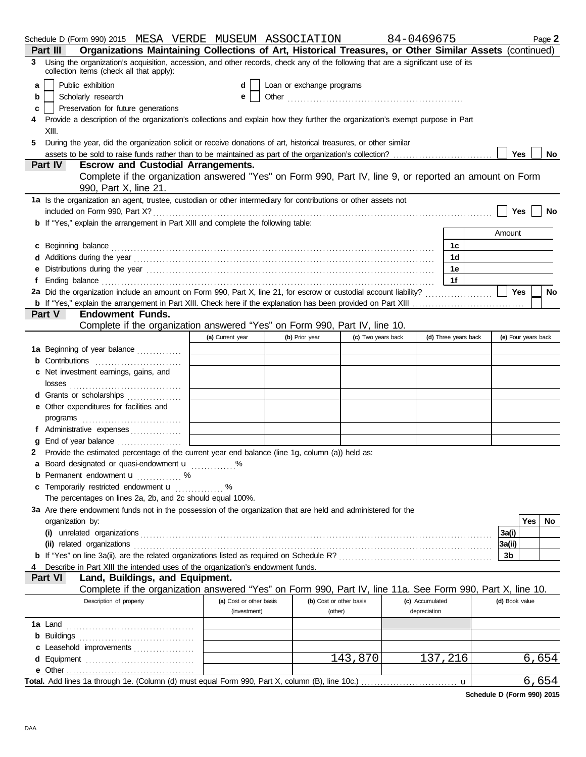Schedule D (Form 990) 2015 MESA VERDE MUSEUM ASSOCIATION 84-0469675 Page **2**

**Part III Organizations Maintaining Collections of Art, Historical Treasures, or Other Similar Assets** (continued)

**3** Using the organization's acquisition, accession, and other records, check any of the following that are a significant use of its collection items (check all that apply):

- **a** ☐ Public exhibition
- **b** ☐ Scholarly research
- **c** ☐ Preservation for future generations
- **d** ☐ Loan or exchange programs
- **e** ☐ Other

**4** Provide a description of the organization's collections and explain how they further the organization's exempt purpose in Part XIII.

**5** During the year, did the organization solicit or receive donations of art, historical treasures, or other similar assets to be sold to raise funds rather than to be maintained as part of the organization's collection? ☐ Yes ☐ No

**Part IV Escrow and Custodial Arrangements.**
Complete if the organization answered "Yes" on Form 990, Part IV, line 9, or reported an amount on Form 990, Part X, line 21.

**1a** Is the organization an agent, trustee, custodian or other intermediary for contributions or other assets not included on Form 990, Part X? ☐ Yes ☐ No

**b** If "Yes," explain the arrangement in Part XIII and complete the following table:

| | | Amount |
|---|---|---|
| **c** Beginning balance | 1c | |
| **d** Additions during the year | 1d | |
| **e** Distributions during the year | 1e | |
| **f** Ending balance | 1f | |

**2a** Did the organization include an amount on Form 990, Part X, line 21, for escrow or custodial account liability? ☐ Yes ☐ No

**b** If "Yes," explain the arrangement in Part XIII. Check here if the explanation has been provided on Part XIII ☐

**Part V Endowment Funds.**
Complete if the organization answered "Yes" on Form 990, Part IV, line 10.

| | (a) Current year | (b) Prior year | (c) Two years back | (d) Three years back | (e) Four years back |
|---|---|---|---|---|---|
| **1a** Beginning of year balance | | | | | |
| **b** Contributions | | | | | |
| **c** Net investment earnings, gains, and losses | | | | | |
| **d** Grants or scholarships | | | | | |
| **e** Other expenditures for facilities and programs | | | | | |
| **f** Administrative expenses | | | | | |
| **g** End of year balance | | | | | |

**2** Provide the estimated percentage of the current year end balance (line 1g, column (a)) held as:

**a** Board designated or quasi-endowment u ______ %

**b** Permanent endowment u ______ %

**c** Temporarily restricted endowment u ______ %

The percentages on lines 2a, 2b, and 2c should equal 100%.

**3a** Are there endowment funds not in the possession of the organization that are held and administered for the organization by:

| | | Yes | No |
|---|---|---|---|
| **(i)** unrelated organizations | 3a(i) | | |
| **(ii)** related organizations | 3a(ii) | | |
| **b** If "Yes" on line 3a(ii), are the related organizations listed as required on Schedule R? | 3b | | |

**4** Describe in Part XIII the intended uses of the organization's endowment funds.

**Part VI Land, Buildings, and Equipment.**
Complete if the organization answered "Yes" on Form 990, Part IV, line 11a. See Form 990, Part X, line 10.

| Description of property | (a) Cost or other basis (investment) | (b) Cost or other basis (other) | (c) Accumulated depreciation | (d) Book value |
|---|---|---|---|---|
| **1a** Land | | | | |
| **b** Buildings | | | | |
| **c** Leasehold improvements | | | | |
| **d** Equipment | | 143,870 | 137,216 | 6,654 |
| **e** Other | | | | |
| **Total.** Add lines 1a through 1e. (Column (d) must equal Form 990, Part X, column (B), line 10c.) u | | | | 6,654 |

**Schedule D (Form 990) 2015**

DAA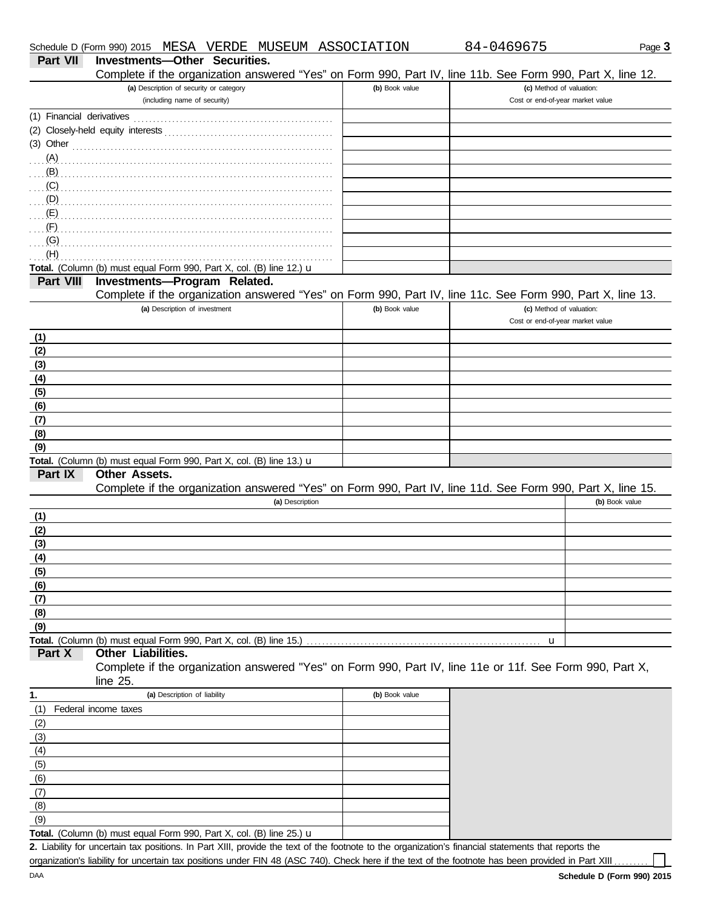Schedule D (Form 990) 2015 MESA VERDE MUSEUM ASSOCIATION 84-0469675

## Part VII Investments—Other Securities.

Complete if the organization answered "Yes" on Form 990, Part IV, line 11b. See Form 990, Part X, line 12.

| (a) Description of security or category (including name of security) | (b) Book value | (c) Method of valuation: Cost or end-of-year market value |
|---|---|---|
| (1) Financial derivatives | | |
| (2) Closely-held equity interests | | |
| (3) Other | | |
| (A) | | |
| (B) | | |
| (C) | | |
| (D) | | |
| (E) | | |
| (F) | | |
| (G) | | |
| (H) | | |
| **Total.** (Column (b) must equal Form 990, Part X, col. (B) line 12.) u | | |

## Part VIII Investments—Program Related.

Complete if the organization answered "Yes" on Form 990, Part IV, line 11c. See Form 990, Part X, line 13.

| (a) Description of investment | (b) Book value | (c) Method of valuation: Cost or end-of-year market value |
|---|---|---|
| (1) | | |
| (2) | | |
| (3) | | |
| (4) | | |
| (5) | | |
| (6) | | |
| (7) | | |
| (8) | | |
| (9) | | |
| **Total.** (Column (b) must equal Form 990, Part X, col. (B) line 13.) u | | |

## Part IX Other Assets.

Complete if the organization answered "Yes" on Form 990, Part IV, line 11d. See Form 990, Part X, line 15.

| (a) Description | (b) Book value |
|---|---|
| (1) | |
| (2) | |
| (3) | |
| (4) | |
| (5) | |
| (6) | |
| (7) | |
| (8) | |
| (9) | |
| **Total.** (Column (b) must equal Form 990, Part X, col. (B) line 15.) u | |

## Part X Other Liabilities.

Complete if the organization answered "Yes" on Form 990, Part IV, line 11e or 11f. See Form 990, Part X, line 25.

| 1. (a) Description of liability | (b) Book value |
|---|---|
| (1) Federal income taxes | |
| (2) | |
| (3) | |
| (4) | |
| (5) | |
| (6) | |
| (7) | |
| (8) | |
| (9) | |
| **Total.** (Column (b) must equal Form 990, Part X, col. (B) line 25.) u | |

**2.** Liability for uncertain tax positions. In Part XIII, provide the text of the footnote to the organization's financial statements that reports the organization's liability for uncertain tax positions under FIN 48 (ASC 740). Check here if the text of the footnote has been provided in Part XIII ☐

DAA **Schedule D (Form 990) 2015**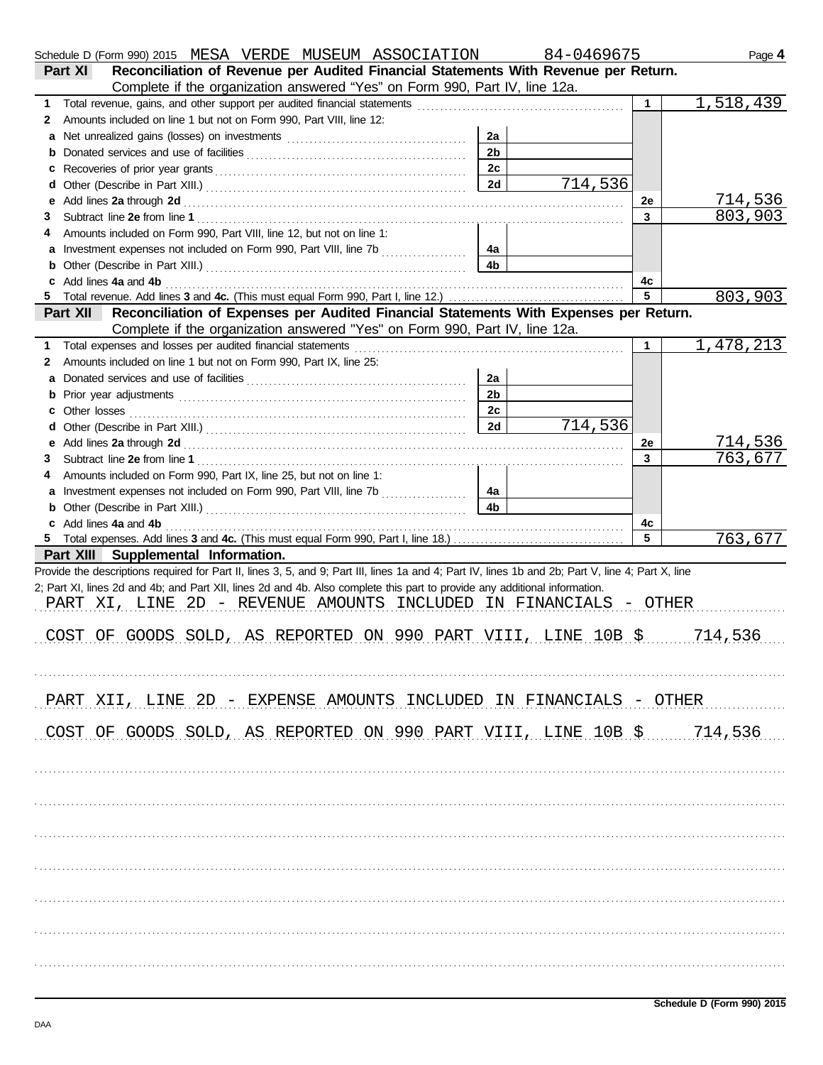Schedule D (Form 990) 2015 MESA VERDE MUSEUM ASSOCIATION 84-0469675 Page **4**

## Part XI Reconciliation of Revenue per Audited Financial Statements With Revenue per Return.

Complete if the organization answered "Yes" on Form 990, Part IV, line 12a.

| | | | | | |
|---|---|---|---|---|---|
| **1** | Total revenue, gains, and other support per audited financial statements | | | 1 | 1,518,439 |
| **2** | Amounts included on line 1 but not on Form 990, Part VIII, line 12: | | | | |
| **a** | Net unrealized gains (losses) on investments | 2a | | | |
| **b** | Donated services and use of facilities | 2b | | | |
| **c** | Recoveries of prior year grants | 2c | | | |
| **d** | Other (Describe in Part XIII.) | 2d | 714,536 | | |
| **e** | Add lines **2a** through **2d** | | | 2e | 714,536 |
| **3** | Subtract line **2e** from line **1** | | | 3 | 803,903 |
| **4** | Amounts included on Form 990, Part VIII, line 12, but not on line 1: | | | | |
| **a** | Investment expenses not included on Form 990, Part VIII, line 7b | 4a | | | |
| **b** | Other (Describe in Part XIII.) | 4b | | | |
| **c** | Add lines **4a** and **4b** | | | 4c | |
| **5** | Total revenue. Add lines **3** and **4c.** (This must equal Form 990, Part I, line 12.) | | | 5 | 803,903 |

## Part XII Reconciliation of Expenses per Audited Financial Statements With Expenses per Return.

Complete if the organization answered "Yes" on Form 990, Part IV, line 12a.

| | | | | | |
|---|---|---|---|---|---|
| **1** | Total expenses and losses per audited financial statements | | | 1 | 1,478,213 |
| **2** | Amounts included on line 1 but not on Form 990, Part IX, line 25: | | | | |
| **a** | Donated services and use of facilities | 2a | | | |
| **b** | Prior year adjustments | 2b | | | |
| **c** | Other losses | 2c | | | |
| **d** | Other (Describe in Part XIII.) | 2d | 714,536 | | |
| **e** | Add lines **2a** through **2d** | | | 2e | 714,536 |
| **3** | Subtract line **2e** from line **1** | | | 3 | 763,677 |
| **4** | Amounts included on Form 990, Part IX, line 25, but not on line 1: | | | | |
| **a** | Investment expenses not included on Form 990, Part VIII, line 7b | 4a | | | |
| **b** | Other (Describe in Part XIII.) | 4b | | | |
| **c** | Add lines **4a** and **4b** | | | 4c | |
| **5** | Total expenses. Add lines **3** and **4c.** (This must equal Form 990, Part I, line 18.) | | | 5 | 763,677 |

## Part XIII Supplemental Information.

Provide the descriptions required for Part II, lines 3, 5, and 9; Part III, lines 1a and 4; Part IV, lines 1b and 2b; Part V, line 4; Part X, line 2; Part XI, lines 2d and 4b; and Part XII, lines 2d and 4b. Also complete this part to provide any additional information.

PART XI, LINE 2D - REVENUE AMOUNTS INCLUDED IN FINANCIALS - OTHER

COST OF GOODS SOLD, AS REPORTED ON 990 PART VIII, LINE 10B $ 714,536

PART XII, LINE 2D - EXPENSE AMOUNTS INCLUDED IN FINANCIALS - OTHER

COST OF GOODS SOLD, AS REPORTED ON 990 PART VIII, LINE 10B $ 714,536

Schedule D (Form 990) 2015

DAA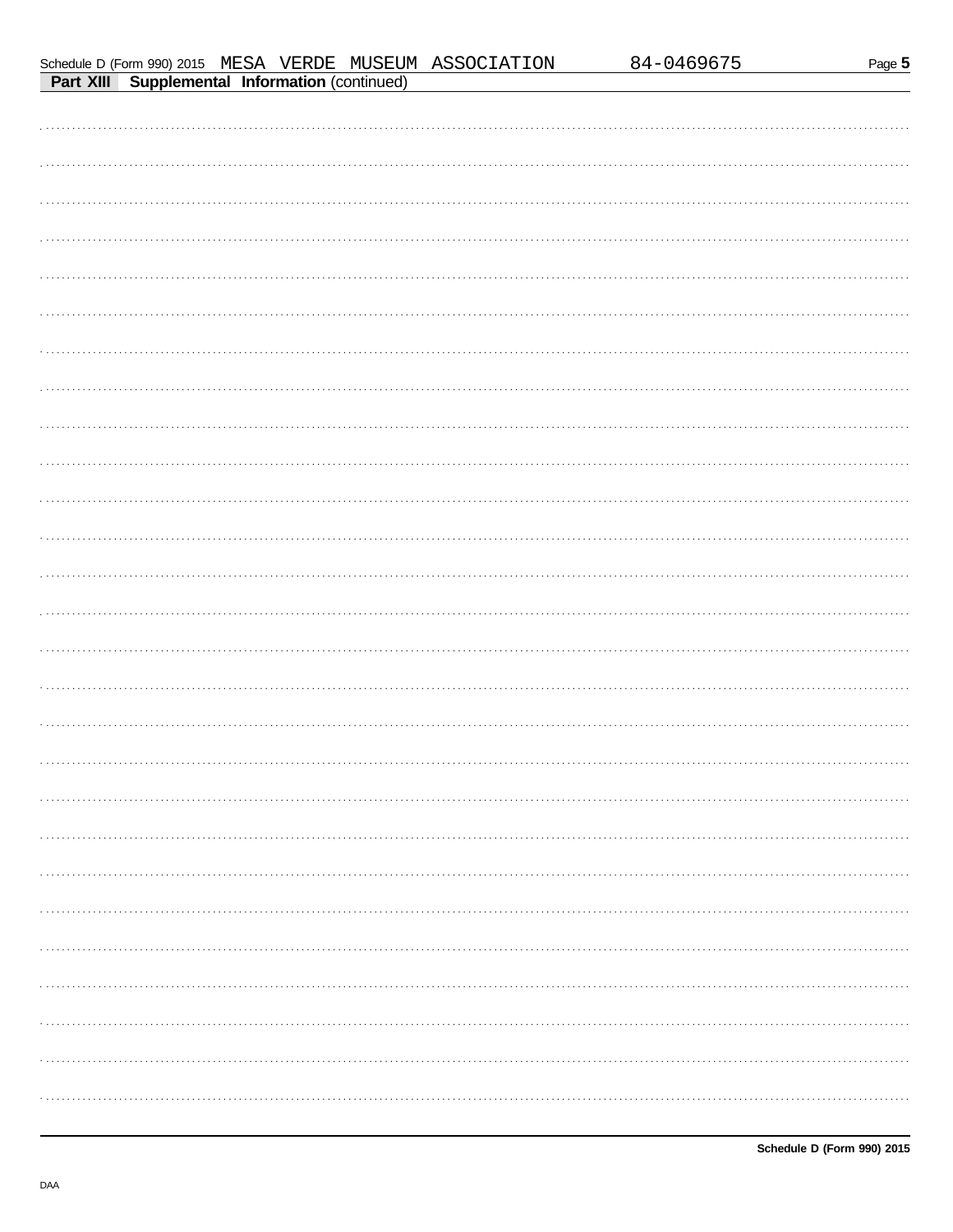**Part XIII Supplemental Information** (continued)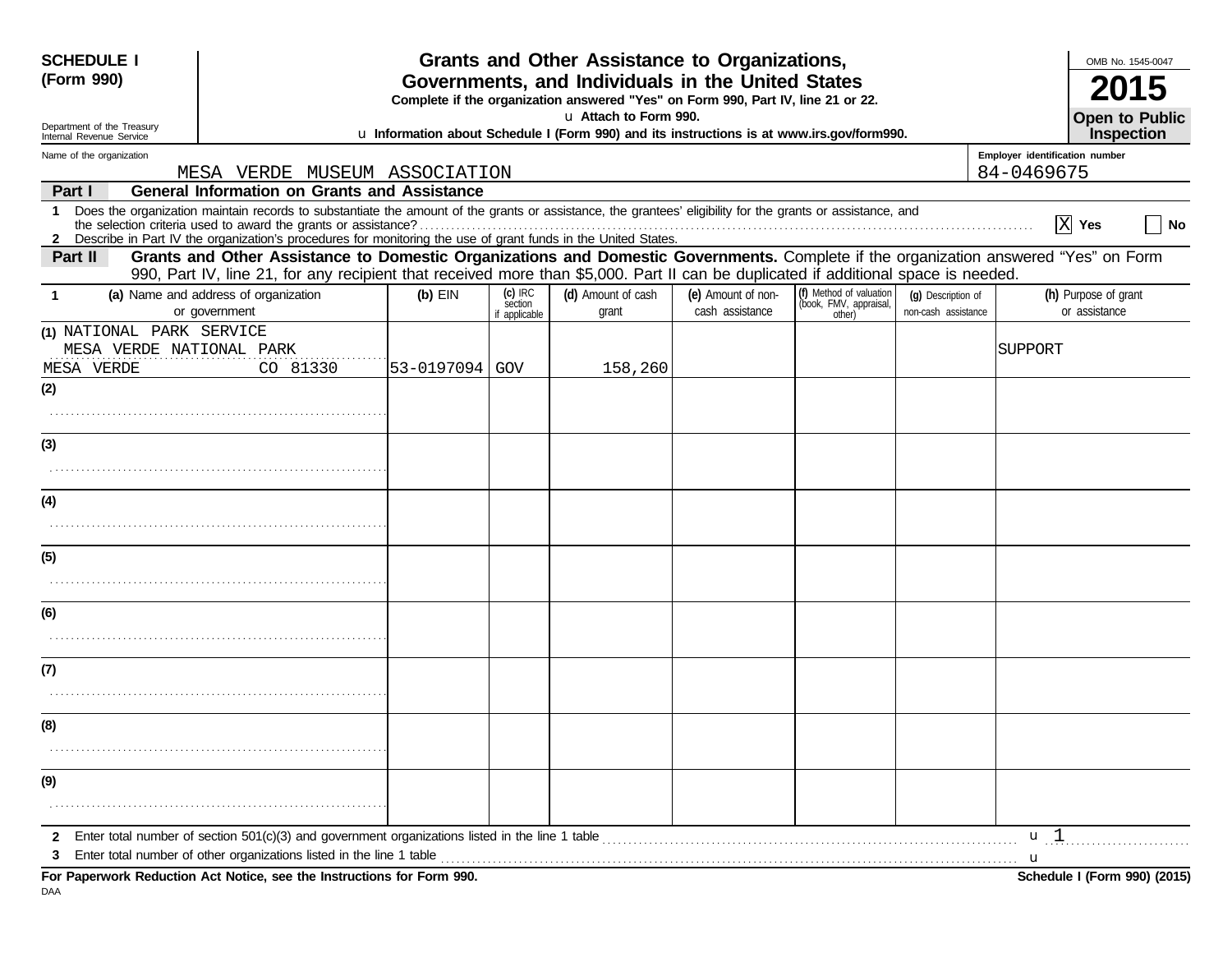**SCHEDULE I (Form 990)**

Department of the Treasury
Internal Revenue Service

# Grants and Other Assistance to Organizations, Governments, and Individuals in the United States

**Complete if the organization answered "Yes" on Form 990, Part IV, line 21 or 22.**

u **Attach to Form 990.**

u **Information about Schedule I (Form 990) and its instructions is at www.irs.gov/form990.**

OMB No. 1545-0047

**2015**

**Open to Public Inspection**

Name of the organization: MESA VERDE MUSEUM ASSOCIATION

Employer identification number: 84-0469675

## Part I General Information on Grants and Assistance

1 Does the organization maintain records to substantiate the amount of the grants or assistance, the grantees' eligibility for the grants or assistance, and the selection criteria used to award the grants or assistance? [X] Yes [ ] No

2 Describe in Part IV the organization's procedures for monitoring the use of grant funds in the United States.

## Part II Grants and Other Assistance to Domestic Organizations and Domestic Governments.

Complete if the organization answered "Yes" on Form 990, Part IV, line 21, for any recipient that received more than $5,000. Part II can be duplicated if additional space is needed.

| 1 | (a) Name and address of organization or government | (b) EIN | (c) IRC section if applicable | (d) Amount of cash grant | (e) Amount of non-cash assistance | (f) Method of valuation (book, FMV, appraisal, other) | (g) Description of non-cash assistance | (h) Purpose of grant or assistance |
|---|---|---|---|---|---|---|---|---|
| (1) | NATIONAL PARK SERVICE<br>MESA VERDE NATIONAL PARK<br>MESA VERDE CO 81330 | 53-0197094 | GOV | 158,260 | | | | SUPPORT |
| (2) | | | | | | | | |
| (3) | | | | | | | | |
| (4) | | | | | | | | |
| (5) | | | | | | | | |
| (6) | | | | | | | | |
| (7) | | | | | | | | |
| (8) | | | | | | | | |
| (9) | | | | | | | | |

2 Enter total number of section 501(c)(3) and government organizations listed in the line 1 table u 1

3 Enter total number of other organizations listed in the line 1 table u

**For Paperwork Reduction Act Notice, see the Instructions for Form 990.**

**Schedule I (Form 990) (2015)**

DAA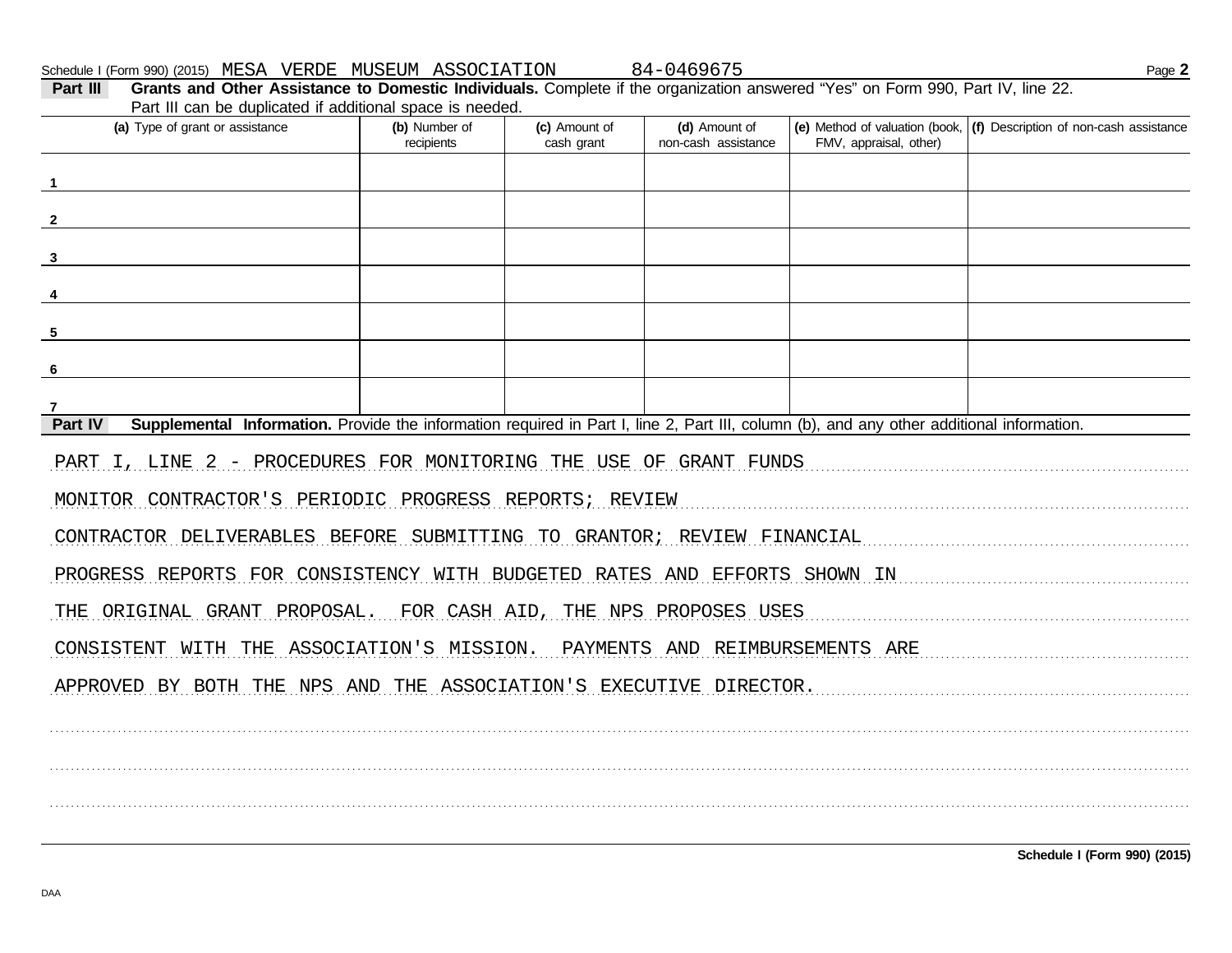Schedule I (Form 990) (2015) MESA VERDE MUSEUM ASSOCIATION 84-0469675

**Part III** **Grants and Other Assistance to Domestic Individuals.** Complete if the organization answered "Yes" on Form 990, Part IV, line 22. Part III can be duplicated if additional space is needed.

| (a) Type of grant or assistance | (b) Number of recipients | (c) Amount of cash grant | (d) Amount of non-cash assistance | (e) Method of valuation (book, FMV, appraisal, other) | (f) Description of non-cash assistance |
|---|---|---|---|---|---|
| 1 | | | | | |
| 2 | | | | | |
| 3 | | | | | |
| 4 | | | | | |
| 5 | | | | | |
| 6 | | | | | |
| 7 | | | | | |

**Part IV** **Supplemental Information.** Provide the information required in Part I, line 2, Part III, column (b), and any other additional information.

PART I, LINE 2 - PROCEDURES FOR MONITORING THE USE OF GRANT FUNDS

MONITOR CONTRACTOR'S PERIODIC PROGRESS REPORTS; REVIEW CONTRACTOR DELIVERABLES BEFORE SUBMITTING TO GRANTOR; REVIEW FINANCIAL PROGRESS REPORTS FOR CONSISTENCY WITH BUDGETED RATES AND EFFORTS SHOWN IN THE ORIGINAL GRANT PROPOSAL. FOR CASH AID, THE NPS PROPOSES USES CONSISTENT WITH THE ASSOCIATION'S MISSION. PAYMENTS AND REIMBURSEMENTS ARE APPROVED BY BOTH THE NPS AND THE ASSOCIATION'S EXECUTIVE DIRECTOR.

Schedule I (Form 990) (2015)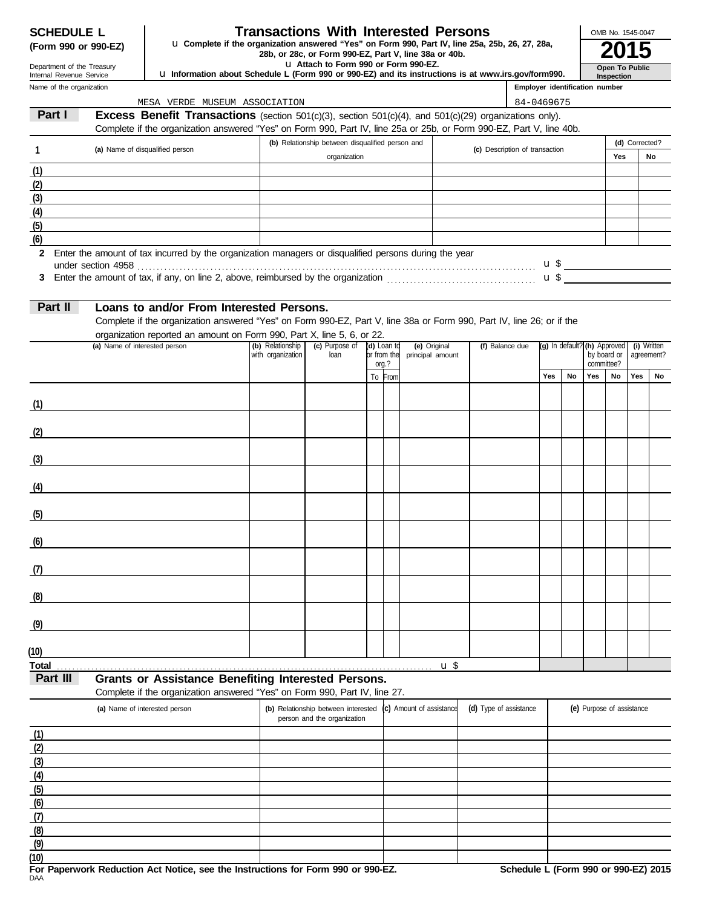**SCHEDULE L (Form 990 or 990-EZ)**

Department of the Treasury
Internal Revenue Service

# Transactions With Interested Persons

u Complete if the organization answered "Yes" on Form 990, Part IV, line 25a, 25b, 26, 27, 28a, 28b, or 28c, or Form 990-EZ, Part V, line 38a or 40b.

u Attach to Form 990 or Form 990-EZ.

u Information about Schedule L (Form 990 or 990-EZ) and its instructions is at www.irs.gov/form990.

OMB No. 1545-0047

**2015**

**Open To Public Inspection**

Name of the organization: MESA VERDE MUSEUM ASSOCIATION

Employer identification number: 84-0469675

## Part I Excess Benefit Transactions (section 501(c)(3), section 501(c)(4), and 501(c)(29) organizations only).

Complete if the organization answered "Yes" on Form 990, Part IV, line 25a or 25b, or Form 990-EZ, Part V, line 40b.

| 1 (a) Name of disqualified person | (b) Relationship between disqualified person and organization | (c) Description of transaction | (d) Corrected? Yes | No |
|---|---|---|---|---|
| (1) | | | | |
| (2) | | | | |
| (3) | | | | |
| (4) | | | | |
| (5) | | | | |
| (6) | | | | |

2 Enter the amount of tax incurred by the organization managers or disqualified persons during the year under section 4958 . . . u $

3 Enter the amount of tax, if any, on line 2, above, reimbursed by the organization . . . u $

## Part II Loans to and/or From Interested Persons.

Complete if the organization answered "Yes" on Form 990-EZ, Part V, line 38a or Form 990, Part IV, line 26; or if the organization reported an amount on Form 990, Part X, line 5, 6, or 22.

| (a) Name of interested person | (b) Relationship with organization | (c) Purpose of loan | (d) Loan to or from the org.? To | From | (e) Original principal amount | (f) Balance due | (g) In default? Yes | No | (h) Approved by board or committee? Yes | No | (i) Written agreement? Yes | No |
|---|---|---|---|---|---|---|---|---|---|---|---|---|
| (1) | | | | | | | | | | | | |
| (2) | | | | | | | | | | | | |
| (3) | | | | | | | | | | | | |
| (4) | | | | | | | | | | | | |
| (5) | | | | | | | | | | | | |
| (6) | | | | | | | | | | | | |
| (7) | | | | | | | | | | | | |
| (8) | | | | | | | | | | | | |
| (9) | | | | | | | | | | | | |
| (10) | | | | | | | | | | | | |
| Total . . . u $ | | | | | | | | | | | | |

## Part III Grants or Assistance Benefiting Interested Persons.

Complete if the organization answered "Yes" on Form 990, Part IV, line 27.

| (a) Name of interested person | (b) Relationship between interested person and the organization | (c) Amount of assistance | (d) Type of assistance | (e) Purpose of assistance |
|---|---|---|---|---|
| (1) | | | | |
| (2) | | | | |
| (3) | | | | |
| (4) | | | | |
| (5) | | | | |
| (6) | | | | |
| (7) | | | | |
| (8) | | | | |
| (9) | | | | |
| (10) | | | | |

**For Paperwork Reduction Act Notice, see the Instructions for Form 990 or 990-EZ.** **Schedule L (Form 990 or 990-EZ) 2015**

DAA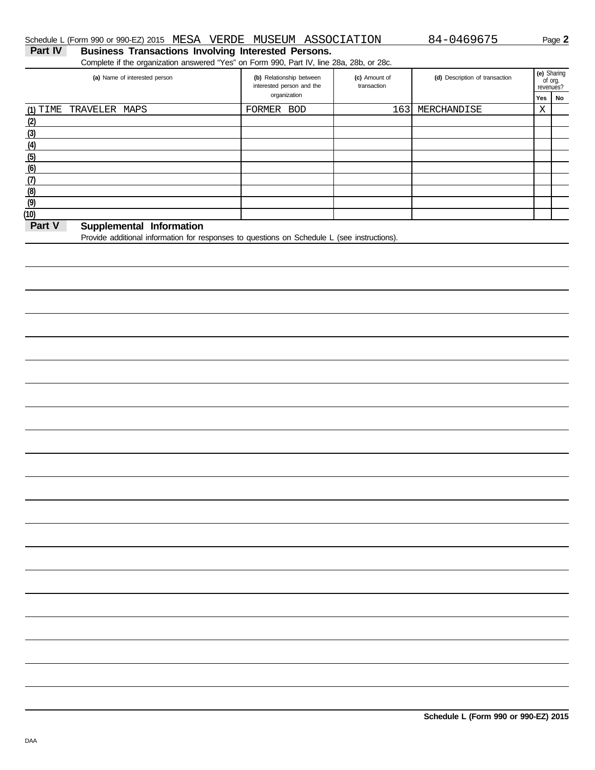Schedule L (Form 990 or 990-EZ) 2015 MESA VERDE MUSEUM ASSOCIATION 84-0469675 Page **2**

## Part IV Business Transactions Involving Interested Persons.

Complete if the organization answered "Yes" on Form 990, Part IV, line 28a, 28b, or 28c.

| (a) Name of interested person | (b) Relationship between interested person and the organization | (c) Amount of transaction | (d) Description of transaction | (e) Sharing of org. revenues? | |
|---|---|---|---|---|---|
| | | | | Yes | No |
| (1) TIME TRAVELER MAPS | FORMER BOD | 163 | MERCHANDISE | X | |
| (2) | | | | | |
| (3) | | | | | |
| (4) | | | | | |
| (5) | | | | | |
| (6) | | | | | |
| (7) | | | | | |
| (8) | | | | | |
| (9) | | | | | |
| (10) | | | | | |

## Part V Supplemental Information

Provide additional information for responses to questions on Schedule L (see instructions).

**Schedule L (Form 990 or 990-EZ) 2015**

DAA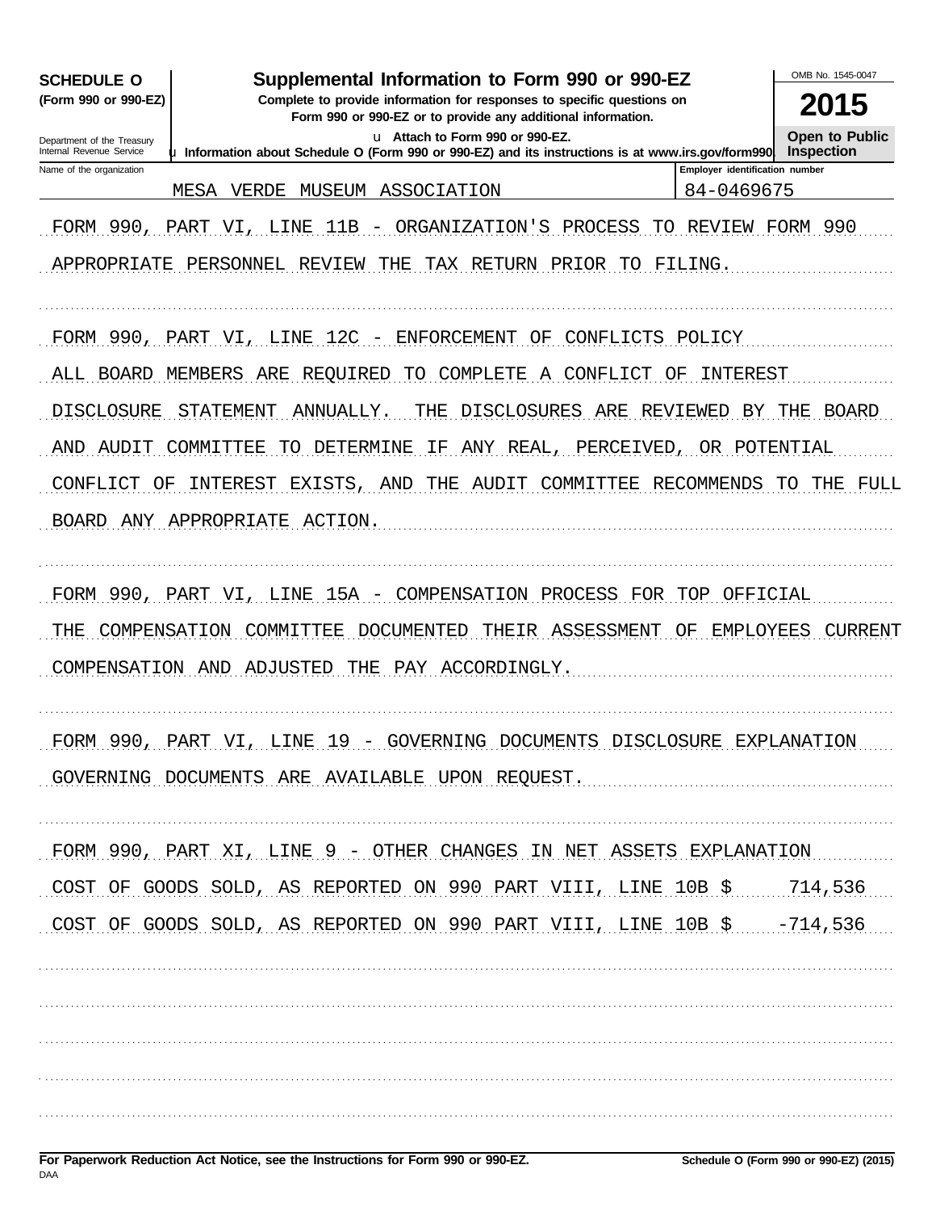**SCHEDULE O (Form 990 or 990-EZ)**

Department of the Treasury
Internal Revenue Service

# Supplemental Information to Form 990 or 990-EZ

**Complete to provide information for responses to specific questions on Form 990 or 990-EZ or to provide any additional information.**

**u Attach to Form 990 or 990-EZ.**

**u Information about Schedule O (Form 990 or 990-EZ) and its instructions is at www.irs.gov/form990**

OMB No. 1545-0047

**2015**

**Open to Public Inspection**

| Name of the organization | Employer identification number |
|---|---|
| MESA VERDE MUSEUM ASSOCIATION | 84-0469675 |

FORM 990, PART VI, LINE 11B - ORGANIZATION'S PROCESS TO REVIEW FORM 990

APPROPRIATE PERSONNEL REVIEW THE TAX RETURN PRIOR TO FILING.

FORM 990, PART VI, LINE 12C - ENFORCEMENT OF CONFLICTS POLICY

ALL BOARD MEMBERS ARE REQUIRED TO COMPLETE A CONFLICT OF INTEREST DISCLOSURE STATEMENT ANNUALLY. THE DISCLOSURES ARE REVIEWED BY THE BOARD AND AUDIT COMMITTEE TO DETERMINE IF ANY REAL, PERCEIVED, OR POTENTIAL CONFLICT OF INTEREST EXISTS, AND THE AUDIT COMMITTEE RECOMMENDS TO THE FULL BOARD ANY APPROPRIATE ACTION.

FORM 990, PART VI, LINE 15A - COMPENSATION PROCESS FOR TOP OFFICIAL

THE COMPENSATION COMMITTEE DOCUMENTED THEIR ASSESSMENT OF EMPLOYEES CURRENT COMPENSATION AND ADJUSTED THE PAY ACCORDINGLY.

FORM 990, PART VI, LINE 19 - GOVERNING DOCUMENTS DISCLOSURE EXPLANATION

GOVERNING DOCUMENTS ARE AVAILABLE UPON REQUEST.

FORM 990, PART XI, LINE 9 - OTHER CHANGES IN NET ASSETS EXPLANATION

COST OF GOODS SOLD, AS REPORTED ON 990 PART VIII, LINE 10B $ 714,536

COST OF GOODS SOLD, AS REPORTED ON 990 PART VIII, LINE 10B $ -714,536

**For Paperwork Reduction Act Notice, see the Instructions for Form 990 or 990-EZ.** **Schedule O (Form 990 or 990-EZ) (2015)**

DAA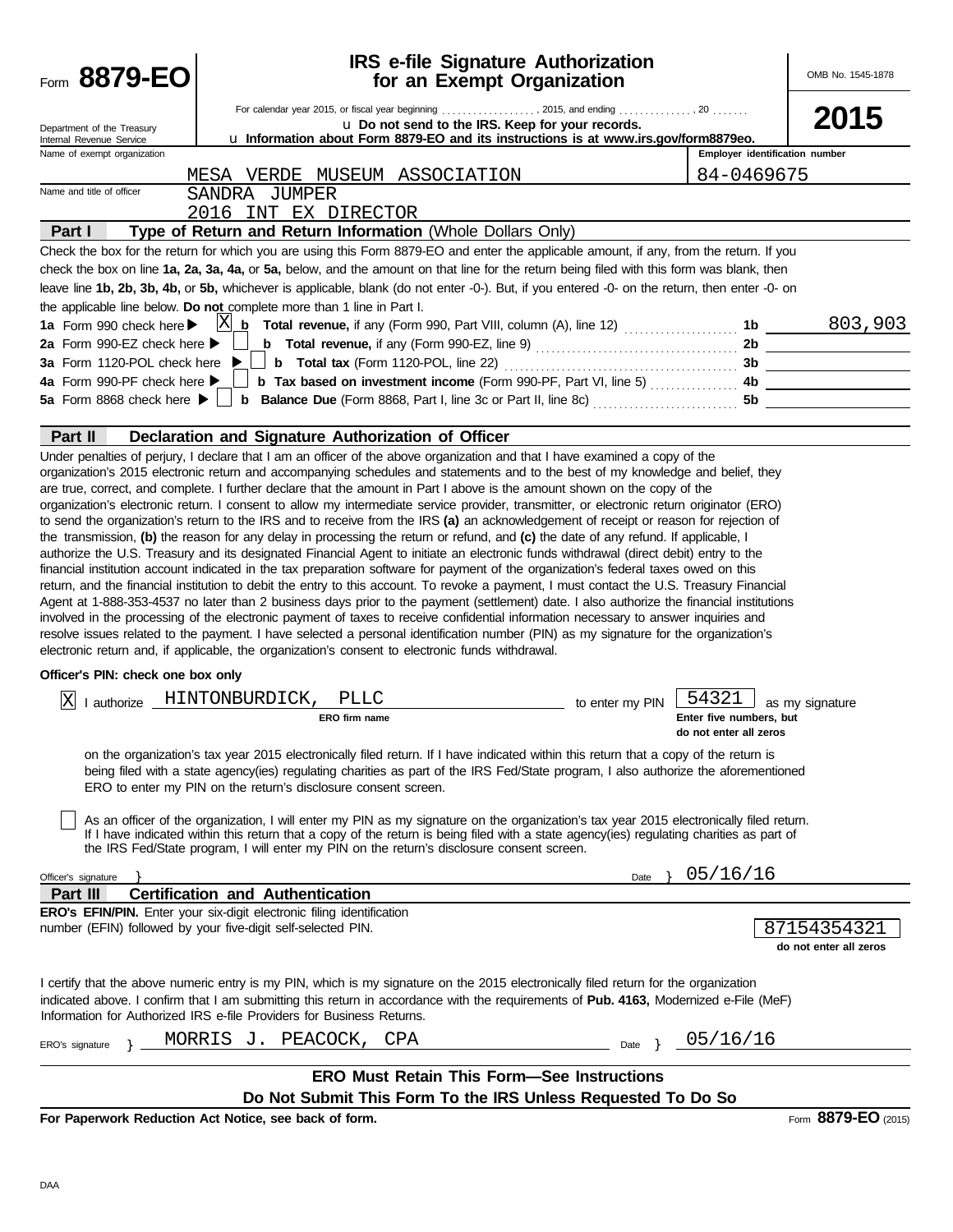Form **8879-EO**

# IRS e-file Signature Authorization for an Exempt Organization

OMB No. 1545-1878

**2015**

For calendar year 2015, or fiscal year beginning ................., 2015, and ending ..............., 20 .......

u **Do not send to the IRS. Keep for your records.**

u **Information about Form 8879-EO and its instructions is at www.irs.gov/form8879eo.**

Department of the Treasury
Internal Revenue Service

| Name of exempt organization | Employer identification number |
|---|---|
| MESA VERDE MUSEUM ASSOCIATION | 84-0469675 |

Name and title of officer: SANDRA JUMPER
2016 INT EX DIRECTOR

**Part I — Type of Return and Return Information** (Whole Dollars Only)

Check the box for the return for which you are using this Form 8879-EO and enter the applicable amount, if any, from the return. If you check the box on line **1a, 2a, 3a, 4a,** or **5a,** below, and the amount on that line for the return being filed with this form was blank, then leave line **1b, 2b, 3b, 4b,** or **5b,** whichever is applicable, blank (do not enter -0-). But, if you entered -0- on the return, then enter -0- on the applicable line below. **Do not** complete more than 1 line in Part I.

| | | | |
|---|---|---|---|
| **1a** Form 990 check here ▶ [X] | **b Total revenue,** if any (Form 990, Part VIII, column (A), line 12) | 1b | 803,903 |
| **2a** Form 990-EZ check here ▶ [ ] | **b Total revenue,** if any (Form 990-EZ, line 9) | 2b | |
| **3a** Form 1120-POL check here ▶ [ ] | **b Total tax** (Form 1120-POL, line 22) | 3b | |
| **4a** Form 990-PF check here ▶ [ ] | **b Tax based on investment income** (Form 990-PF, Part VI, line 5) | 4b | |
| **5a** Form 8868 check here ▶ [ ] | **b Balance Due** (Form 8868, Part I, line 3c or Part II, line 8c) | 5b | |

**Part II — Declaration and Signature Authorization of Officer**

Under penalties of perjury, I declare that I am an officer of the above organization and that I have examined a copy of the organization's 2015 electronic return and accompanying schedules and statements and to the best of my knowledge and belief, they are true, correct, and complete. I further declare that the amount in Part I above is the amount shown on the copy of the organization's electronic return. I consent to allow my intermediate service provider, transmitter, or electronic return originator (ERO) to send the organization's return to the IRS and to receive from the IRS **(a)** an acknowledgement of receipt or reason for rejection of the transmission, **(b)** the reason for any delay in processing the return or refund, and **(c)** the date of any refund. If applicable, I authorize the U.S. Treasury and its designated Financial Agent to initiate an electronic funds withdrawal (direct debit) entry to the financial institution account indicated in the tax preparation software for payment of the organization's federal taxes owed on this return, and the financial institution to debit the entry to this account. To revoke a payment, I must contact the U.S. Treasury Financial Agent at 1-888-353-4537 no later than 2 business days prior to the payment (settlement) date. I also authorize the financial institutions involved in the processing of the electronic payment of taxes to receive confidential information necessary to answer inquiries and resolve issues related to the payment. I have selected a personal identification number (PIN) as my signature for the organization's electronic return and, if applicable, the organization's consent to electronic funds withdrawal.

**Officer's PIN: check one box only**

[X] I authorize HINTONBURDICK, PLLC (**ERO firm name**) to enter my PIN 54321 (**Enter five numbers, but do not enter all zeros**) as my signature on the organization's tax year 2015 electronically filed return. If I have indicated within this return that a copy of the return is being filed with a state agency(ies) regulating charities as part of the IRS Fed/State program, I also authorize the aforementioned ERO to enter my PIN on the return's disclosure consent screen.

[ ] As an officer of the organization, I will enter my PIN as my signature on the organization's tax year 2015 electronically filed return. If I have indicated within this return that a copy of the return is being filed with a state agency(ies) regulating charities as part of the IRS Fed/State program, I will enter my PIN on the return's disclosure consent screen.

Officer's signature } Date } 05/16/16

**Part III — Certification and Authentication**

**ERO's EFIN/PIN.** Enter your six-digit electronic filing identification number (EFIN) followed by your five-digit self-selected PIN. 87154354321 (**do not enter all zeros**)

I certify that the above numeric entry is my PIN, which is my signature on the 2015 electronically filed return for the organization indicated above. I confirm that I am submitting this return in accordance with the requirements of **Pub. 4163,** Modernized e-File (MeF) Information for Authorized IRS e-file Providers for Business Returns.

ERO's signature } MORRIS J. PEACOCK, CPA Date } 05/16/16

**ERO Must Retain This Form—See Instructions**

**Do Not Submit This Form To the IRS Unless Requested To Do So**

**For Paperwork Reduction Act Notice, see back of form.** Form **8879-EO** (2015)

DAA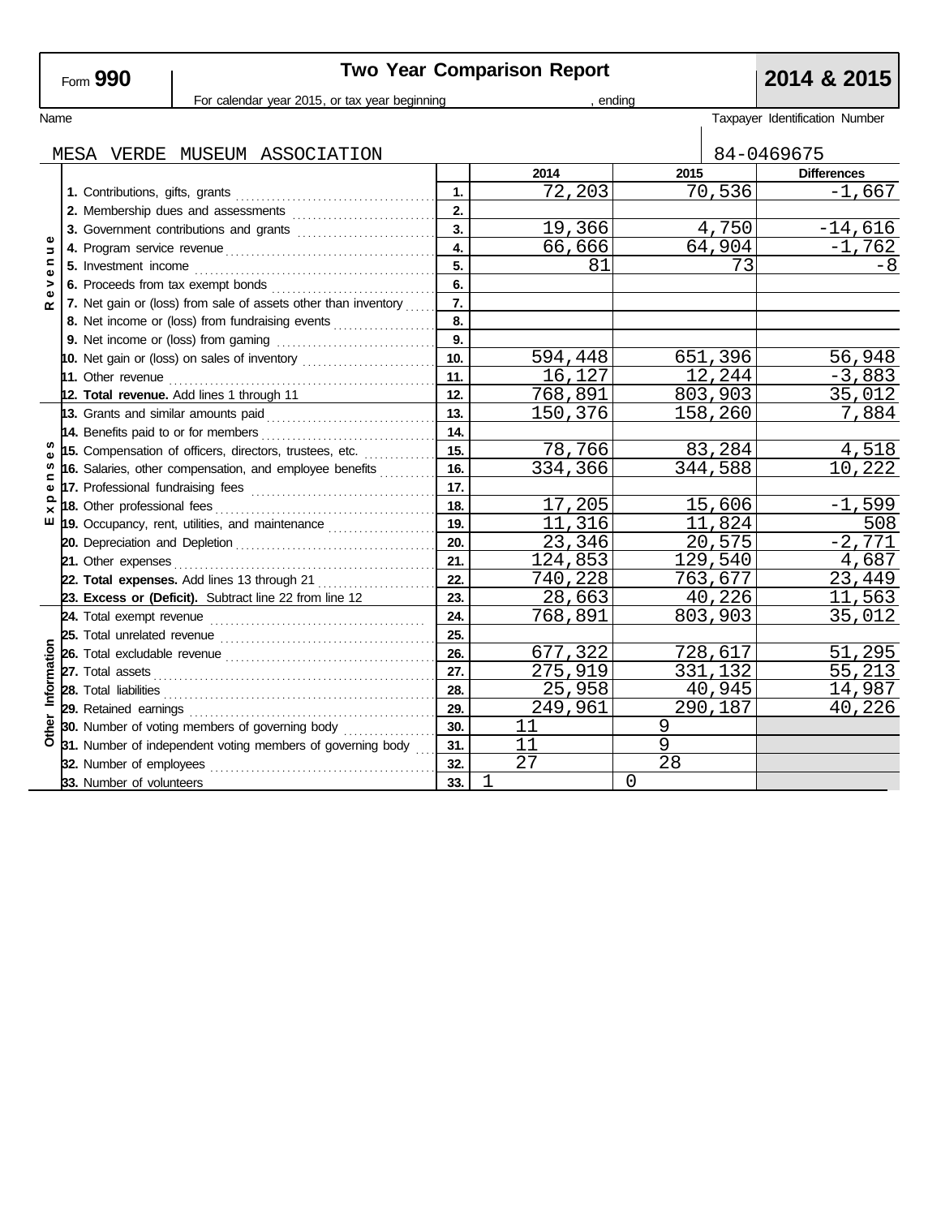Form **990**

# Two Year Comparison Report

**2014 & 2015**

For calendar year 2015, or tax year beginning , ending

Name: MESA VERDE MUSEUM ASSOCIATION

Taxpayer Identification Number: 84-0469675

| Section | Line | No. | 2014 | 2015 | Differences |
|---|---|---|---|---|---|
| Revenue | 1. Contributions, gifts, grants | 1. | 72,203 | 70,536 | -1,667 |
| | 2. Membership dues and assessments | 2. | | | |
| | 3. Government contributions and grants | 3. | 19,366 | 4,750 | -14,616 |
| | 4. Program service revenue | 4. | 66,666 | 64,904 | -1,762 |
| | 5. Investment income | 5. | 81 | 73 | -8 |
| | 6. Proceeds from tax exempt bonds | 6. | | | |
| | 7. Net gain or (loss) from sale of assets other than inventory | 7. | | | |
| | 8. Net income or (loss) from fundraising events | 8. | | | |
| | 9. Net income or (loss) from gaming | 9. | | | |
| | 10. Net gain or (loss) on sales of inventory | 10. | 594,448 | 651,396 | 56,948 |
| | 11. Other revenue | 11. | 16,127 | 12,244 | -3,883 |
| | **12. Total revenue.** Add lines 1 through 11 | 12. | 768,891 | 803,903 | 35,012 |
| Expenses | 13. Grants and similar amounts paid | 13. | 150,376 | 158,260 | 7,884 |
| | 14. Benefits paid to or for members | 14. | | | |
| | 15. Compensation of officers, directors, trustees, etc. | 15. | 78,766 | 83,284 | 4,518 |
| | 16. Salaries, other compensation, and employee benefits | 16. | 334,366 | 344,588 | 10,222 |
| | 17. Professional fundraising fees | 17. | | | |
| | 18. Other professional fees | 18. | 17,205 | 15,606 | -1,599 |
| | 19. Occupancy, rent, utilities, and maintenance | 19. | 11,316 | 11,824 | 508 |
| | 20. Depreciation and Depletion | 20. | 23,346 | 20,575 | -2,771 |
| | 21. Other expenses | 21. | 124,853 | 129,540 | 4,687 |
| | **22. Total expenses.** Add lines 13 through 21 | 22. | 740,228 | 763,677 | 23,449 |
| | **23. Excess or (Deficit).** Subtract line 22 from line 12 | 23. | 28,663 | 40,226 | 11,563 |
| Other Information | 24. Total exempt revenue | 24. | 768,891 | 803,903 | 35,012 |
| | 25. Total unrelated revenue | 25. | | | |
| | 26. Total excludable revenue | 26. | 677,322 | 728,617 | 51,295 |
| | 27. Total assets | 27. | 275,919 | 331,132 | 55,213 |
| | 28. Total liabilities | 28. | 25,958 | 40,945 | 14,987 |
| | 29. Retained earnings | 29. | 249,961 | 290,187 | 40,226 |
| | 30. Number of voting members of governing body | 30. | 11 | 9 | |
| | 31. Number of independent voting members of governing body | 31. | 11 | 9 | |
| | 32. Number of employees | 32. | 27 | 28 | |
| | 33. Number of volunteers | 33. | 1 | 0 | |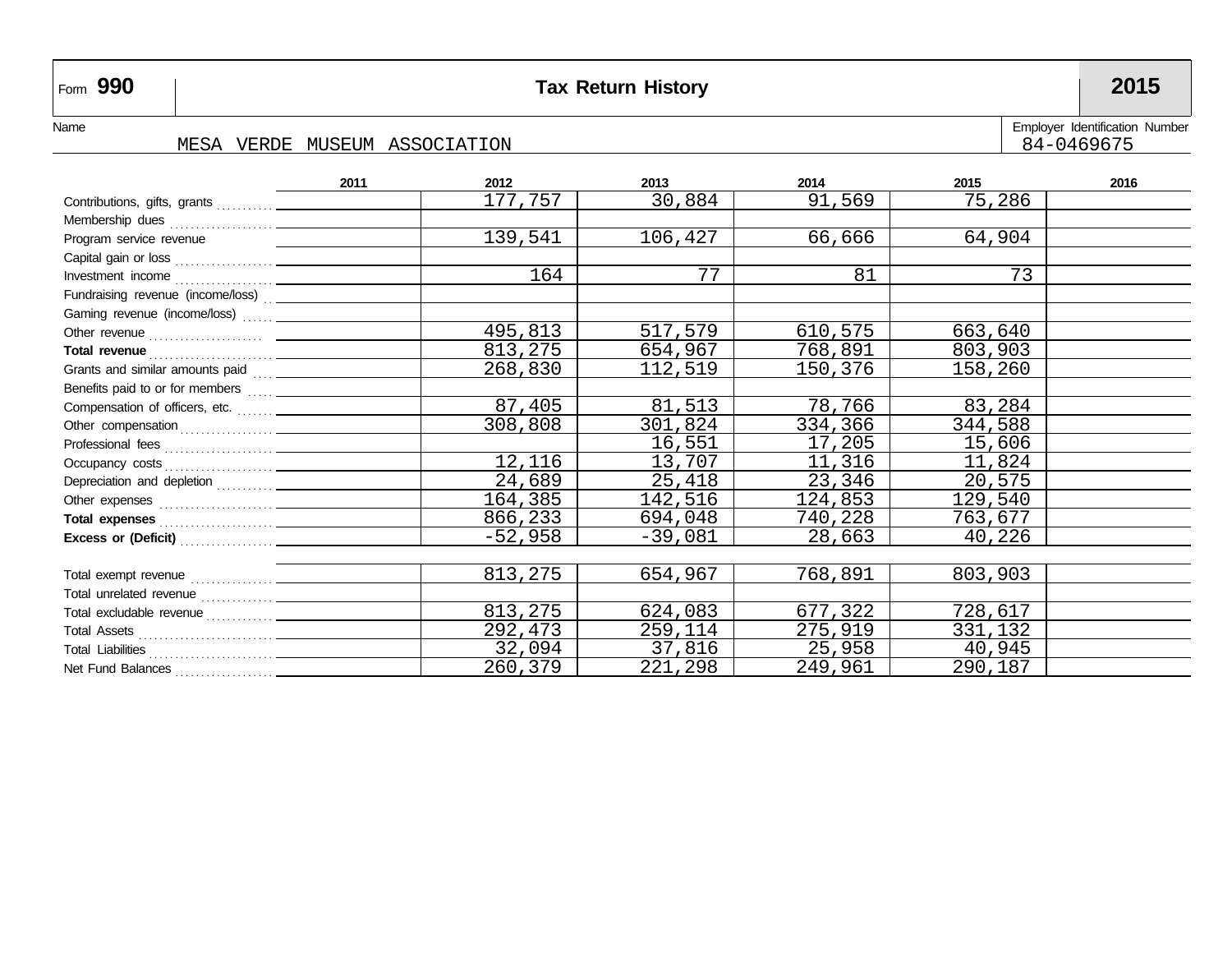Form **990** | **Tax Return History** | **2015**

Name: MESA VERDE MUSEUM ASSOCIATION

Employer Identification Number: 84-0469675

| | 2011 | 2012 | 2013 | 2014 | 2015 | 2016 |
|---|---|---|---|---|---|---|
| Contributions, gifts, grants | | 177,757 | 30,884 | 91,569 | 75,286 | |
| Membership dues | | | | | | |
| Program service revenue | | 139,541 | 106,427 | 66,666 | 64,904 | |
| Capital gain or loss | | | | | | |
| Investment income | | 164 | 77 | 81 | 73 | |
| Fundraising revenue (income/loss) | | | | | | |
| Gaming revenue (income/loss) | | | | | | |
| Other revenue | | 495,813 | 517,579 | 610,575 | 663,640 | |
| **Total revenue** | | 813,275 | 654,967 | 768,891 | 803,903 | |
| Grants and similar amounts paid | | 268,830 | 112,519 | 150,376 | 158,260 | |
| Benefits paid to or for members | | | | | | |
| Compensation of officers, etc. | | 87,405 | 81,513 | 78,766 | 83,284 | |
| Other compensation | | 308,808 | 301,824 | 334,366 | 344,588 | |
| Professional fees | | | 16,551 | 17,205 | 15,606 | |
| Occupancy costs | | 12,116 | 13,707 | 11,316 | 11,824 | |
| Depreciation and depletion | | 24,689 | 25,418 | 23,346 | 20,575 | |
| Other expenses | | 164,385 | 142,516 | 124,853 | 129,540 | |
| **Total expenses** | | 866,233 | 694,048 | 740,228 | 763,677 | |
| **Excess or (Deficit)** | | -52,958 | -39,081 | 28,663 | 40,226 | |
| | | | | | | |
| Total exempt revenue | | 813,275 | 654,967 | 768,891 | 803,903 | |
| Total unrelated revenue | | | | | | |
| Total excludable revenue | | 813,275 | 624,083 | 677,322 | 728,617 | |
| Total Assets | | 292,473 | 259,114 | 275,919 | 331,132 | |
| Total Liabilities | | 32,094 | 37,816 | 25,958 | 40,945 | |
| Net Fund Balances | | 260,379 | 221,298 | 249,961 | 290,187 | |